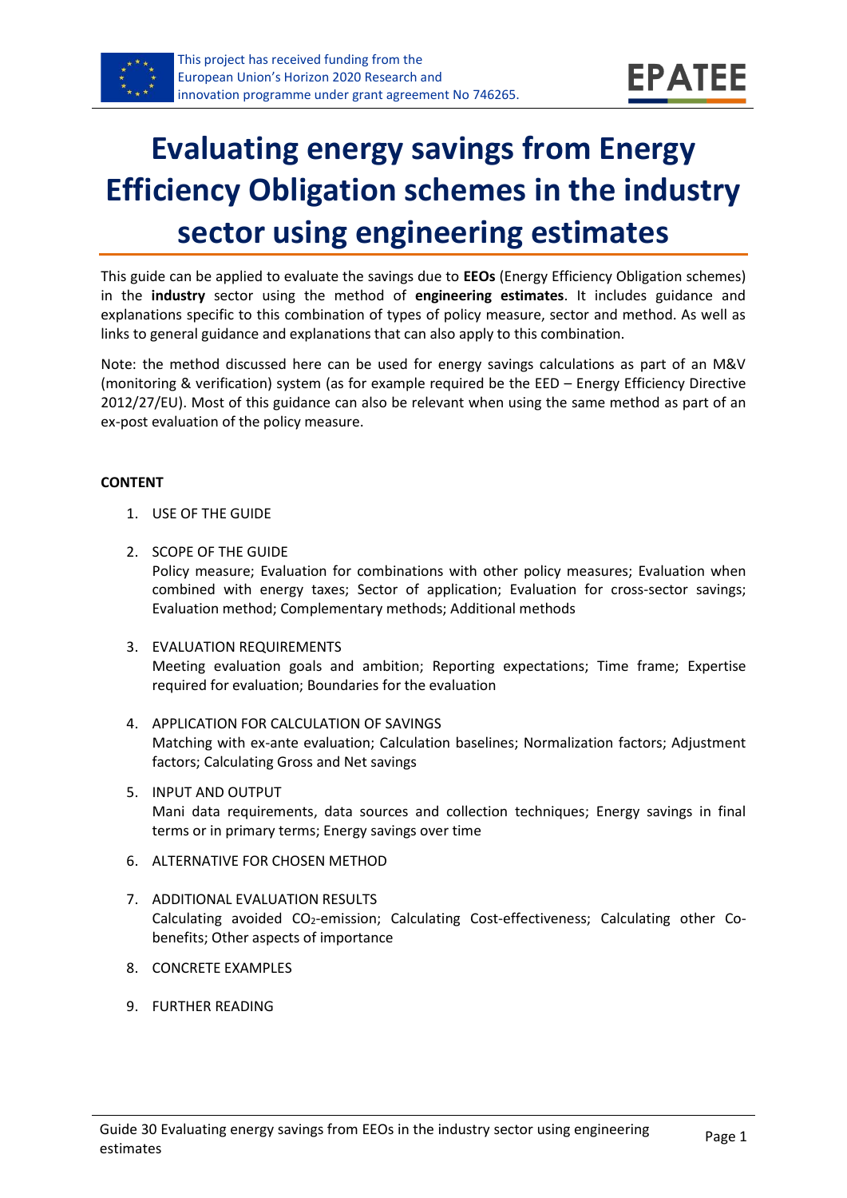This project has received funding from the European Union's Horizon 2020 Research and innovation programme under grant agreement No 746265.

EPATEE

# Evaluating energy savings from Energy Efficiency Obligation schemes in the industry sector using engineering estimates

This guide can be applied to evaluate the savings due to **EEOs** (Energy Efficiency Obligation schemes) in the **industry** sector using the method of **engineering estimates**. It includes guidance and explanations specific to this combination of types of policy measure, sector and method. As well as links to general guidance and explanations that can also apply to this combination.

Note: the method discussed here can be used for energy savings calculations as part of an M&V (monitoring & verification) system (as for example required be the EED – Energy Efficiency Directive 2012/27/EU). Most of this guidance can also be relevant when using the same method as part of an ex-post evaluation of the policy measure.

**CONTENT**

1. USE OF THE GUIDE
2. SCOPE OF THE GUIDE
   Policy measure; Evaluation for combinations with other policy measures; Evaluation when combined with energy taxes; Sector of application; Evaluation for cross-sector savings; Evaluation method; Complementary methods; Additional methods
3. EVALUATION REQUIREMENTS
   Meeting evaluation goals and ambition; Reporting expectations; Time frame; Expertise required for evaluation; Boundaries for the evaluation
4. APPLICATION FOR CALCULATION OF SAVINGS
   Matching with ex-ante evaluation; Calculation baselines; Normalization factors; Adjustment factors; Calculating Gross and Net savings
5. INPUT AND OUTPUT
   Mani data requirements, data sources and collection techniques; Energy savings in final terms or in primary terms; Energy savings over time
6. ALTERNATIVE FOR CHOSEN METHOD
7. ADDITIONAL EVALUATION RESULTS
   Calculating avoided $CO_2$-emission; Calculating Cost-effectiveness; Calculating other Co-benefits; Other aspects of importance
8. CONCRETE EXAMPLES
9. FURTHER READING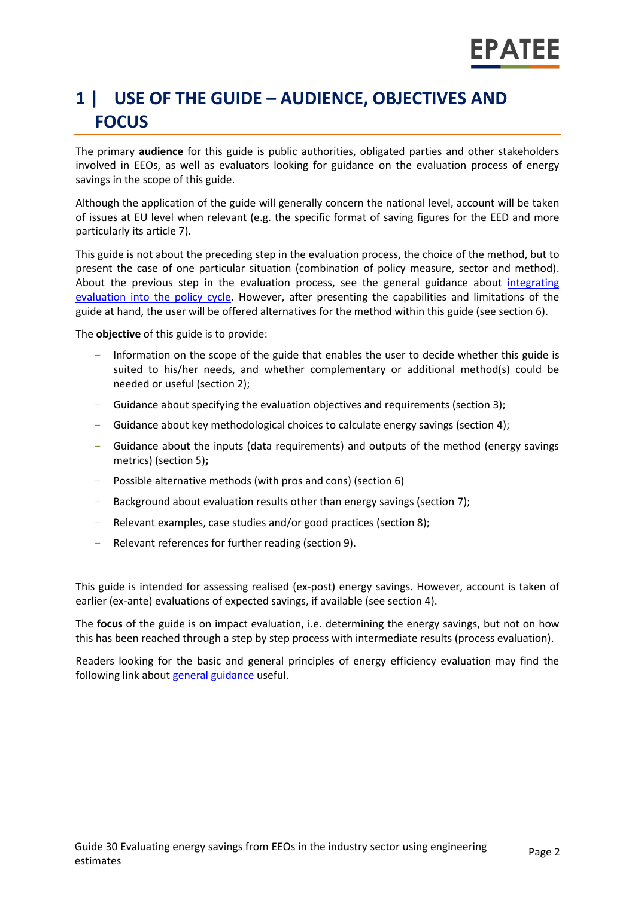# 1 | USE OF THE GUIDE – AUDIENCE, OBJECTIVES AND FOCUS

The primary **audience** for this guide is public authorities, obligated parties and other stakeholders involved in EEOs, as well as evaluators looking for guidance on the evaluation process of energy savings in the scope of this guide.

Although the application of the guide will generally concern the national level, account will be taken of issues at EU level when relevant (e.g. the specific format of saving figures for the EED and more particularly its article 7).

This guide is not about the preceding step in the evaluation process, the choice of the method, but to present the case of one particular situation (combination of policy measure, sector and method). About the previous step in the evaluation process, see the general guidance about [integrating evaluation into the policy cycle](). However, after presenting the capabilities and limitations of the guide at hand, the user will be offered alternatives for the method within this guide (see section 6).

The **objective** of this guide is to provide:

- Information on the scope of the guide that enables the user to decide whether this guide is suited to his/her needs, and whether complementary or additional method(s) could be needed or useful (section 2);
- Guidance about specifying the evaluation objectives and requirements (section 3);
- Guidance about key methodological choices to calculate energy savings (section 4);
- Guidance about the inputs (data requirements) and outputs of the method (energy savings metrics) (section 5)**;**
- Possible alternative methods (with pros and cons) (section 6)
- Background about evaluation results other than energy savings (section 7);
- Relevant examples, case studies and/or good practices (section 8);
- Relevant references for further reading (section 9).

This guide is intended for assessing realised (ex-post) energy savings. However, account is taken of earlier (ex-ante) evaluations of expected savings, if available (see section 4).

The **focus** of the guide is on impact evaluation, i.e. determining the energy savings, but not on how this has been reached through a step by step process with intermediate results (process evaluation).

Readers looking for the basic and general principles of energy efficiency evaluation may find the following link about [general guidance]() useful.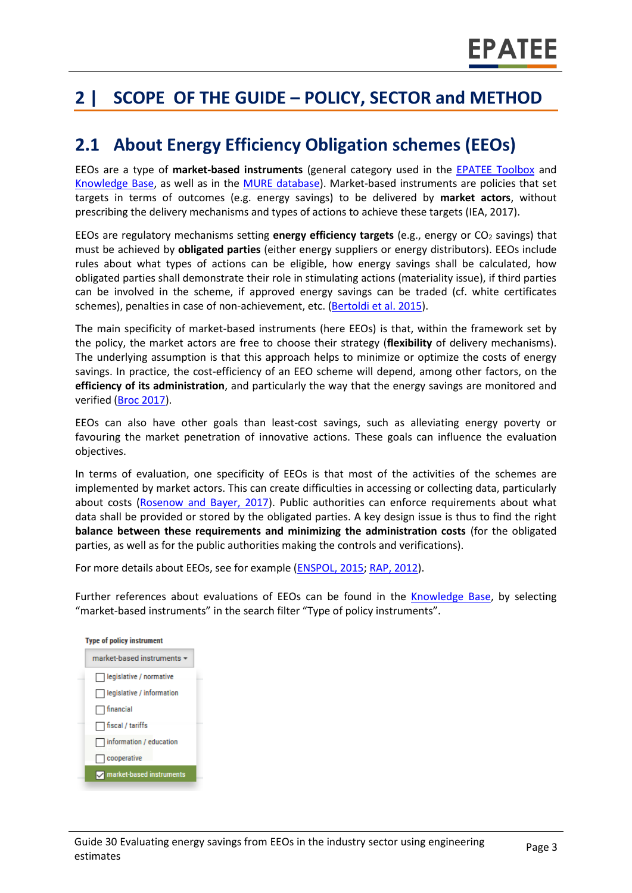# 2 | SCOPE OF THE GUIDE – POLICY, SECTOR and METHOD

## 2.1 About Energy Efficiency Obligation schemes (EEOs)

EEOs are a type of **market-based instruments** (general category used in the EPATEE Toolbox and Knowledge Base, as well as in the MURE database). Market-based instruments are policies that set targets in terms of outcomes (e.g. energy savings) to be delivered by **market actors**, without prescribing the delivery mechanisms and types of actions to achieve these targets (IEA, 2017).

EEOs are regulatory mechanisms setting **energy efficiency targets** (e.g., energy or $CO_2$ savings) that must be achieved by **obligated parties** (either energy suppliers or energy distributors). EEOs include rules about what types of actions can be eligible, how energy savings shall be calculated, how obligated parties shall demonstrate their role in stimulating actions (materiality issue), if third parties can be involved in the scheme, if approved energy savings can be traded (cf. white certificates schemes), penalties in case of non-achievement, etc. (Bertoldi et al. 2015).

The main specificity of market-based instruments (here EEOs) is that, within the framework set by the policy, the market actors are free to choose their strategy (**flexibility** of delivery mechanisms). The underlying assumption is that this approach helps to minimize or optimize the costs of energy savings. In practice, the cost-efficiency of an EEO scheme will depend, among other factors, on the **efficiency of its administration**, and particularly the way that the energy savings are monitored and verified (Broc 2017).

EEOs can also have other goals than least-cost savings, such as alleviating energy poverty or favouring the market penetration of innovative actions. These goals can influence the evaluation objectives.

In terms of evaluation, one specificity of EEOs is that most of the activities of the schemes are implemented by market actors. This can create difficulties in accessing or collecting data, particularly about costs (Rosenow and Bayer, 2017). Public authorities can enforce requirements about what data shall be provided or stored by the obligated parties. A key design issue is thus to find the right **balance between these requirements and minimizing the administration costs** (for the obligated parties, as well as for the public authorities making the controls and verifications).

For more details about EEOs, see for example (ENSPOL, 2015; RAP, 2012).

Further references about evaluations of EEOs can be found in the Knowledge Base, by selecting "market-based instruments" in the search filter "Type of policy instruments".

Type of policy instrument

market-based instruments ▾

- [ ] legislative / normative
- [ ] legislative / information
- [ ] financial
- [ ] fiscal / tariffs
- [ ] information / education
- [ ] cooperative
- [x] market-based instruments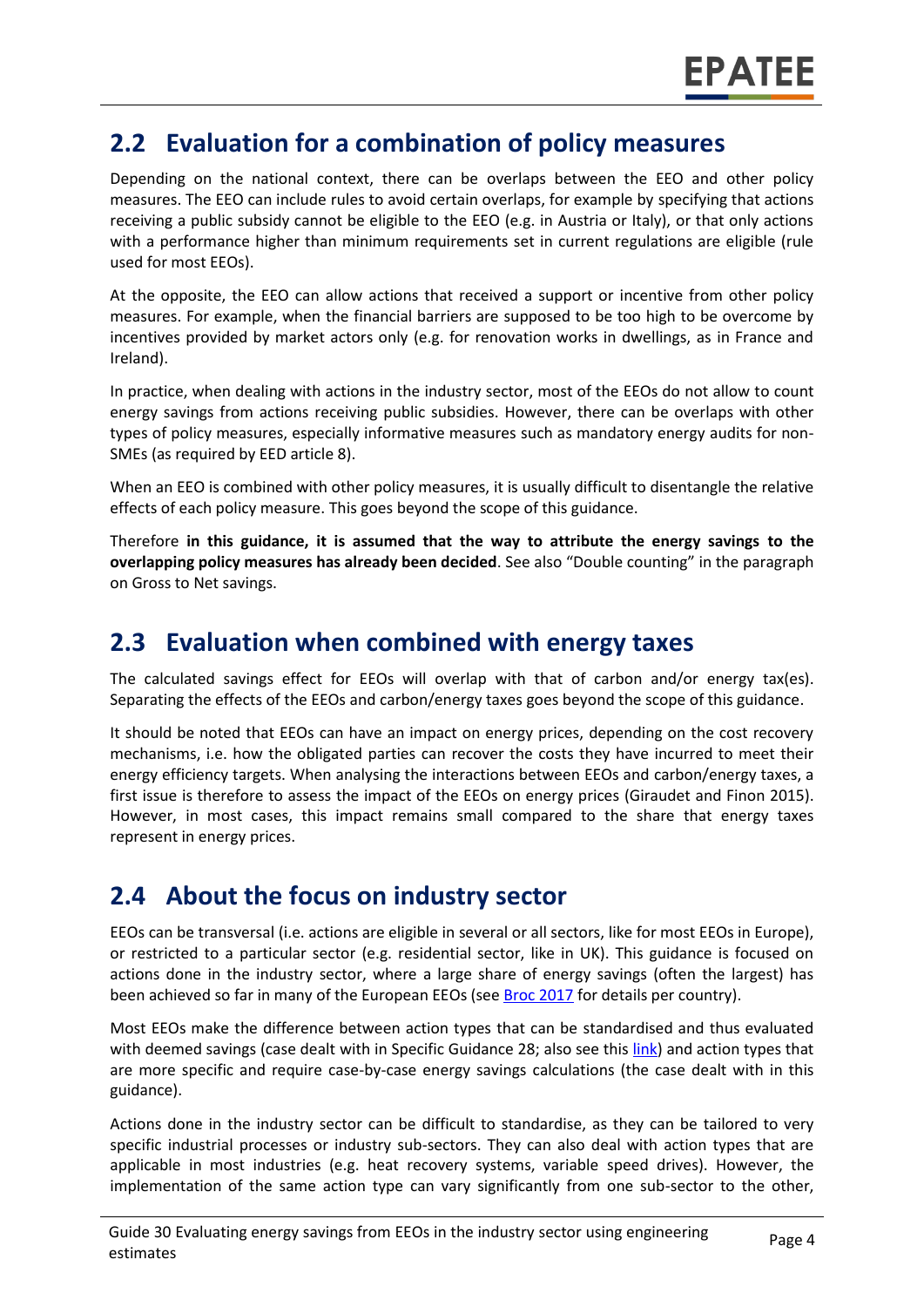## 2.2 Evaluation for a combination of policy measures

Depending on the national context, there can be overlaps between the EEO and other policy measures. The EEO can include rules to avoid certain overlaps, for example by specifying that actions receiving a public subsidy cannot be eligible to the EEO (e.g. in Austria or Italy), or that only actions with a performance higher than minimum requirements set in current regulations are eligible (rule used for most EEOs).

At the opposite, the EEO can allow actions that received a support or incentive from other policy measures. For example, when the financial barriers are supposed to be too high to be overcome by incentives provided by market actors only (e.g. for renovation works in dwellings, as in France and Ireland).

In practice, when dealing with actions in the industry sector, most of the EEOs do not allow to count energy savings from actions receiving public subsidies. However, there can be overlaps with other types of policy measures, especially informative measures such as mandatory energy audits for non-SMEs (as required by EED article 8).

When an EEO is combined with other policy measures, it is usually difficult to disentangle the relative effects of each policy measure. This goes beyond the scope of this guidance.

Therefore **in this guidance, it is assumed that the way to attribute the energy savings to the overlapping policy measures has already been decided**. See also “Double counting” in the paragraph on Gross to Net savings.

## 2.3 Evaluation when combined with energy taxes

The calculated savings effect for EEOs will overlap with that of carbon and/or energy tax(es). Separating the effects of the EEOs and carbon/energy taxes goes beyond the scope of this guidance.

It should be noted that EEOs can have an impact on energy prices, depending on the cost recovery mechanisms, i.e. how the obligated parties can recover the costs they have incurred to meet their energy efficiency targets. When analysing the interactions between EEOs and carbon/energy taxes, a first issue is therefore to assess the impact of the EEOs on energy prices (Giraudet and Finon 2015). However, in most cases, this impact remains small compared to the share that energy taxes represent in energy prices.

## 2.4 About the focus on industry sector

EEOs can be transversal (i.e. actions are eligible in several or all sectors, like for most EEOs in Europe), or restricted to a particular sector (e.g. residential sector, like in UK). This guidance is focused on actions done in the industry sector, where a large share of energy savings (often the largest) has been achieved so far in many of the European EEOs (see Broc 2017 for details per country).

Most EEOs make the difference between action types that can be standardised and thus evaluated with deemed savings (case dealt with in Specific Guidance 28; also see this link) and action types that are more specific and require case-by-case energy savings calculations (the case dealt with in this guidance).

Actions done in the industry sector can be difficult to standardise, as they can be tailored to very specific industrial processes or industry sub-sectors. They can also deal with action types that are applicable in most industries (e.g. heat recovery systems, variable speed drives). However, the implementation of the same action type can vary significantly from one sub-sector to the other,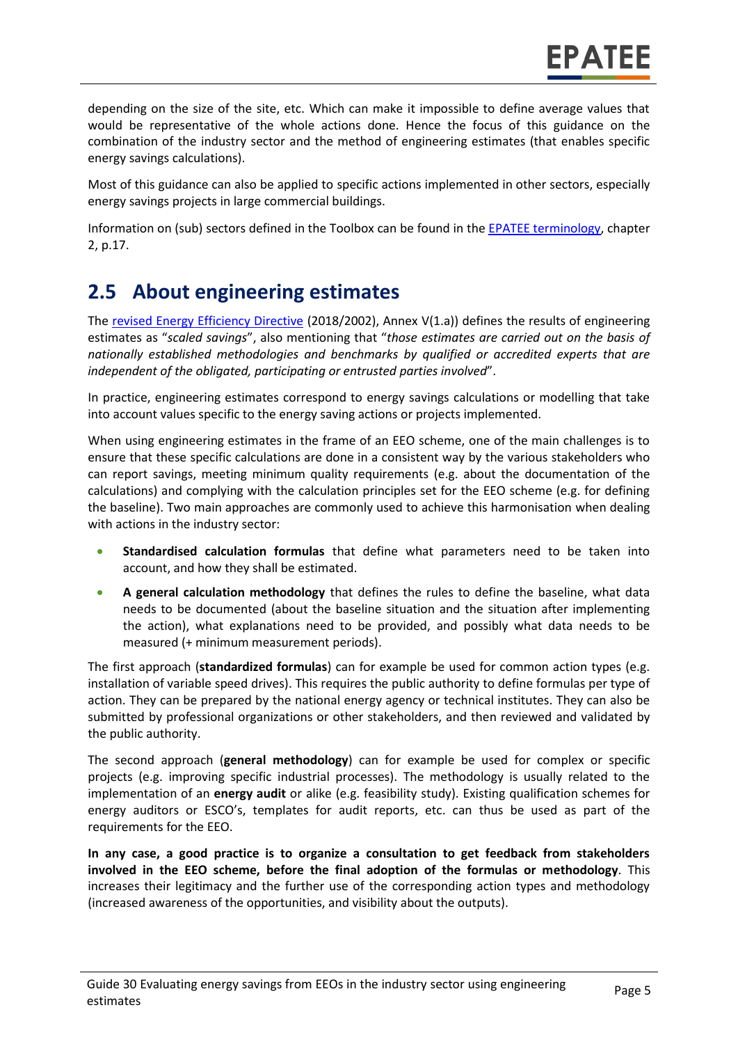depending on the size of the site, etc. Which can make it impossible to define average values that would be representative of the whole actions done. Hence the focus of this guidance on the combination of the industry sector and the method of engineering estimates (that enables specific energy savings calculations).

Most of this guidance can also be applied to specific actions implemented in other sectors, especially energy savings projects in large commercial buildings.

Information on (sub) sectors defined in the Toolbox can be found in the EPATEE terminology, chapter 2, p.17.

## 2.5 About engineering estimates

The revised Energy Efficiency Directive (2018/2002), Annex V(1.a)) defines the results of engineering estimates as "*scaled savings*", also mentioning that "*those estimates are carried out on the basis of nationally established methodologies and benchmarks by qualified or accredited experts that are independent of the obligated, participating or entrusted parties involved*".

In practice, engineering estimates correspond to energy savings calculations or modelling that take into account values specific to the energy saving actions or projects implemented.

When using engineering estimates in the frame of an EEO scheme, one of the main challenges is to ensure that these specific calculations are done in a consistent way by the various stakeholders who can report savings, meeting minimum quality requirements (e.g. about the documentation of the calculations) and complying with the calculation principles set for the EEO scheme (e.g. for defining the baseline). Two main approaches are commonly used to achieve this harmonisation when dealing with actions in the industry sector:

- **Standardised calculation formulas** that define what parameters need to be taken into account, and how they shall be estimated.
- **A general calculation methodology** that defines the rules to define the baseline, what data needs to be documented (about the baseline situation and the situation after implementing the action), what explanations need to be provided, and possibly what data needs to be measured (+ minimum measurement periods).

The first approach (**standardized formulas**) can for example be used for common action types (e.g. installation of variable speed drives). This requires the public authority to define formulas per type of action. They can be prepared by the national energy agency or technical institutes. They can also be submitted by professional organizations or other stakeholders, and then reviewed and validated by the public authority.

The second approach (**general methodology**) can for example be used for complex or specific projects (e.g. improving specific industrial processes). The methodology is usually related to the implementation of an **energy audit** or alike (e.g. feasibility study). Existing qualification schemes for energy auditors or ESCO's, templates for audit reports, etc. can thus be used as part of the requirements for the EEO.

**In any case, a good practice is to organize a consultation to get feedback from stakeholders involved in the EEO scheme, before the final adoption of the formulas or methodology**. This increases their legitimacy and the further use of the corresponding action types and methodology (increased awareness of the opportunities, and visibility about the outputs).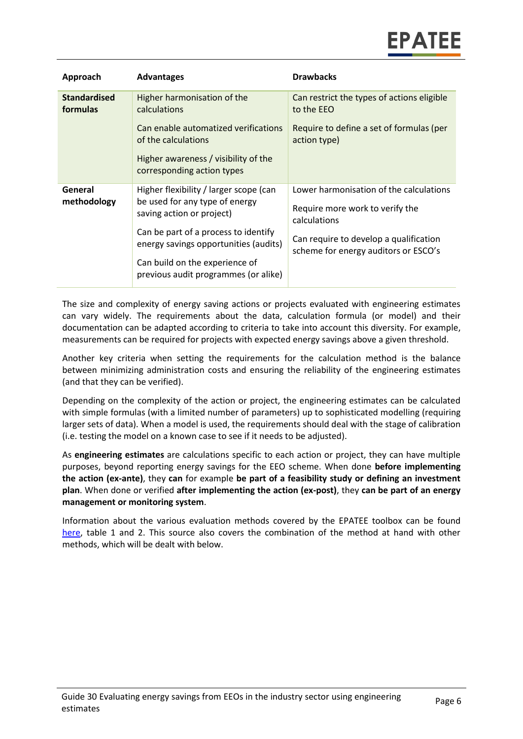| Approach | Advantages | Drawbacks |
| --- | --- | --- |
| **Standardised formulas** | Higher harmonisation of the calculations<br><br>Can enable automatized verifications of the calculations<br><br>Higher awareness / visibility of the corresponding action types | Can restrict the types of actions eligible to the EEO<br><br>Require to define a set of formulas (per action type) |
| **General methodology** | Higher flexibility / larger scope (can be used for any type of energy saving action or project)<br><br>Can be part of a process to identify energy savings opportunities (audits)<br><br>Can build on the experience of previous audit programmes (or alike) | Lower harmonisation of the calculations<br><br>Require more work to verify the calculations<br><br>Can require to develop a qualification scheme for energy auditors or ESCO's |

The size and complexity of energy saving actions or projects evaluated with engineering estimates can vary widely. The requirements about the data, calculation formula (or model) and their documentation can be adapted according to criteria to take into account this diversity. For example, measurements can be required for projects with expected energy savings above a given threshold.

Another key criteria when setting the requirements for the calculation method is the balance between minimizing administration costs and ensuring the reliability of the engineering estimates (and that they can be verified).

Depending on the complexity of the action or project, the engineering estimates can be calculated with simple formulas (with a limited number of parameters) up to sophisticated modelling (requiring larger sets of data). When a model is used, the requirements should deal with the stage of calibration (i.e. testing the model on a known case to see if it needs to be adjusted).

As **engineering estimates** are calculations specific to each action or project, they can have multiple purposes, beyond reporting energy savings for the EEO scheme. When done **before implementing the action (ex-ante)**, they **can** for example **be part of a feasibility study or defining an investment plan**. When done or verified **after implementing the action (ex-post)**, they **can be part of an energy management or monitoring system**.

Information about the various evaluation methods covered by the EPATEE toolbox can be found here, table 1 and 2. This source also covers the combination of the method at hand with other methods, which will be dealt with below.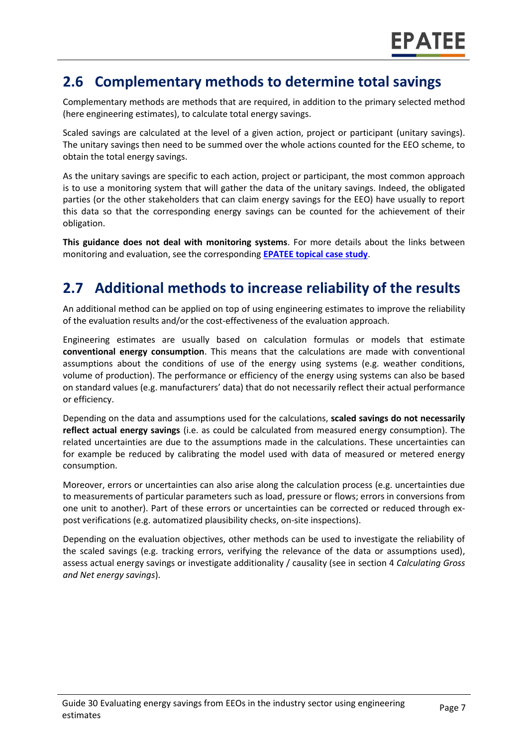## 2.6 Complementary methods to determine total savings

Complementary methods are methods that are required, in addition to the primary selected method (here engineering estimates), to calculate total energy savings.

Scaled savings are calculated at the level of a given action, project or participant (unitary savings). The unitary savings then need to be summed over the whole actions counted for the EEO scheme, to obtain the total energy savings.

As the unitary savings are specific to each action, project or participant, the most common approach is to use a monitoring system that will gather the data of the unitary savings. Indeed, the obligated parties (or the other stakeholders that can claim energy savings for the EEO) have usually to report this data so that the corresponding energy savings can be counted for the achievement of their obligation.

**This guidance does not deal with monitoring systems**. For more details about the links between monitoring and evaluation, see the corresponding **EPATEE topical case study**.

## 2.7 Additional methods to increase reliability of the results

An additional method can be applied on top of using engineering estimates to improve the reliability of the evaluation results and/or the cost-effectiveness of the evaluation approach.

Engineering estimates are usually based on calculation formulas or models that estimate **conventional energy consumption**. This means that the calculations are made with conventional assumptions about the conditions of use of the energy using systems (e.g. weather conditions, volume of production). The performance or efficiency of the energy using systems can also be based on standard values (e.g. manufacturers' data) that do not necessarily reflect their actual performance or efficiency.

Depending on the data and assumptions used for the calculations, **scaled savings do not necessarily reflect actual energy savings** (i.e. as could be calculated from measured energy consumption). The related uncertainties are due to the assumptions made in the calculations. These uncertainties can for example be reduced by calibrating the model used with data of measured or metered energy consumption.

Moreover, errors or uncertainties can also arise along the calculation process (e.g. uncertainties due to measurements of particular parameters such as load, pressure or flows; errors in conversions from one unit to another). Part of these errors or uncertainties can be corrected or reduced through ex-post verifications (e.g. automatized plausibility checks, on-site inspections).

Depending on the evaluation objectives, other methods can be used to investigate the reliability of the scaled savings (e.g. tracking errors, verifying the relevance of the data or assumptions used), assess actual energy savings or investigate additionality / causality (see in section 4 *Calculating Gross and Net energy savings*).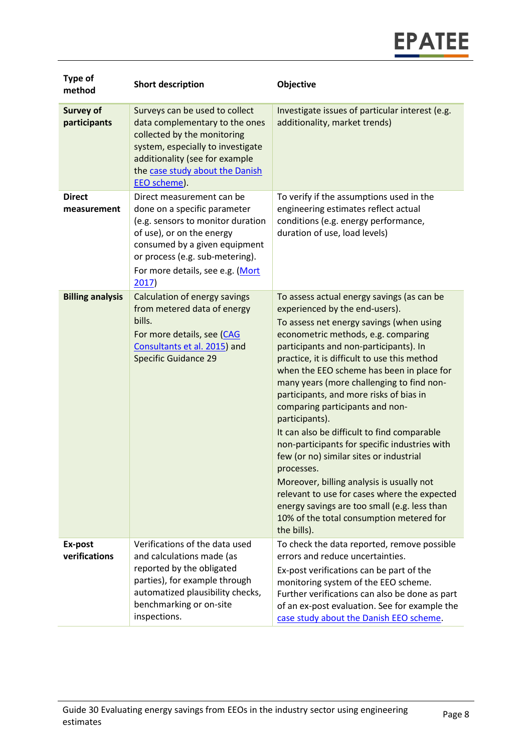| Type of method | Short description | Objective |
|---|---|---|
| **Survey of participants** | Surveys can be used to collect data complementary to the ones collected by the monitoring system, especially to investigate additionality (see for example the case study about the Danish EEO scheme). | Investigate issues of particular interest (e.g. additionality, market trends) |
| **Direct measurement** | Direct measurement can be done on a specific parameter (e.g. sensors to monitor duration of use), or on the energy consumed by a given equipment or process (e.g. sub-metering).<br>For more details, see e.g. (Mort 2017) | To verify if the assumptions used in the engineering estimates reflect actual conditions (e.g. energy performance, duration of use, load levels) |
| **Billing analysis** | Calculation of energy savings from metered data of energy bills.<br>For more details, see (CAG Consultants et al. 2015) and Specific Guidance 29 | To assess actual energy savings (as can be experienced by the end-users).<br>To assess net energy savings (when using econometric methods, e.g. comparing participants and non-participants). In practice, it is difficult to use this method when the EEO scheme has been in place for many years (more challenging to find non-participants, and more risks of bias in comparing participants and non-participants).<br>It can also be difficult to find comparable non-participants for specific industries with few (or no) similar sites or industrial processes.<br>Moreover, billing analysis is usually not relevant to use for cases where the expected energy savings are too small (e.g. less than 10% of the total consumption metered for the bills). |
| **Ex-post verifications** | Verifications of the data used and calculations made (as reported by the obligated parties), for example through automatized plausibility checks, benchmarking or on-site inspections. | To check the data reported, remove possible errors and reduce uncertainties.<br>Ex-post verifications can be part of the monitoring system of the EEO scheme. Further verifications can also be done as part of an ex-post evaluation. See for example the case study about the Danish EEO scheme. |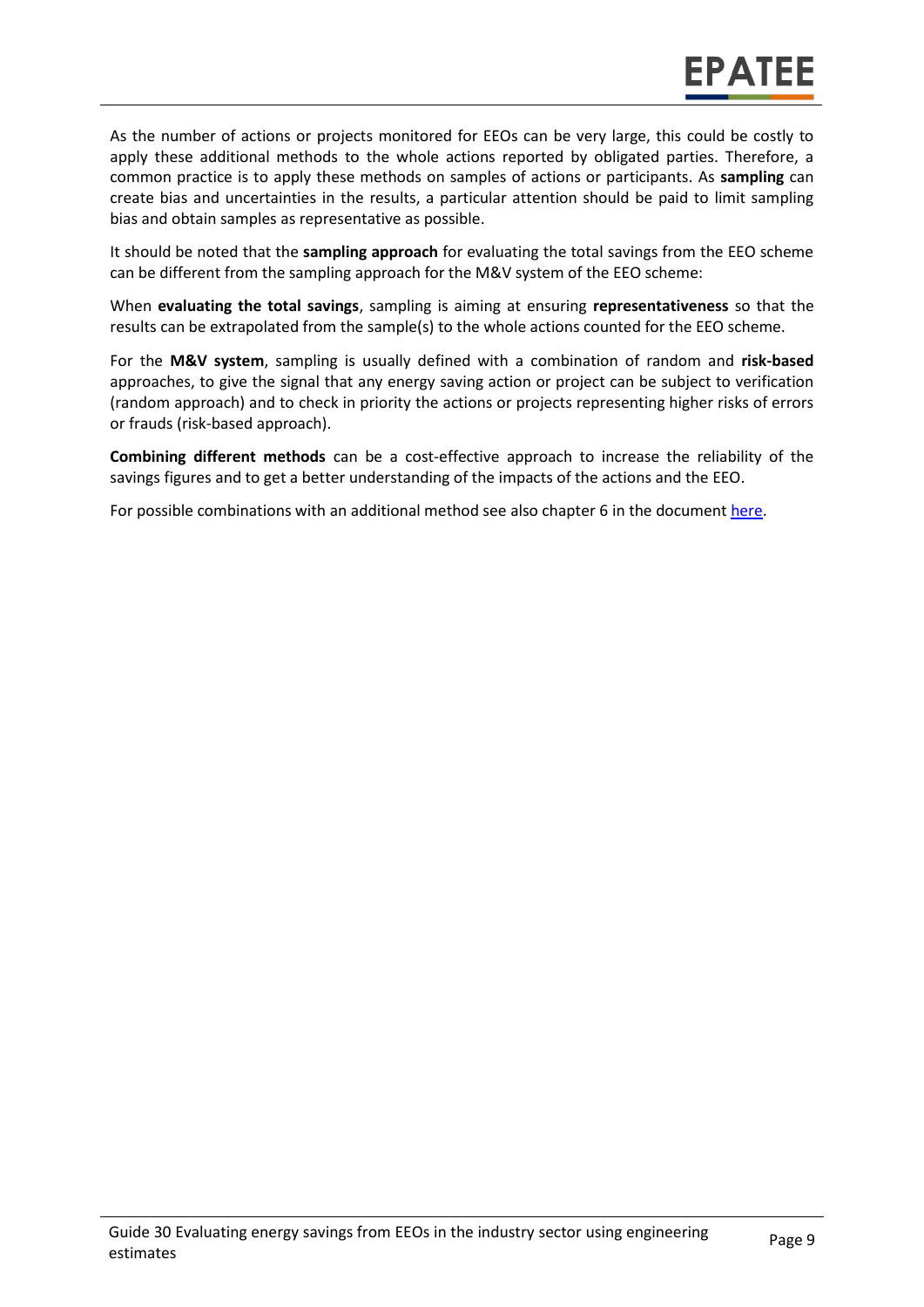As the number of actions or projects monitored for EEOs can be very large, this could be costly to apply these additional methods to the whole actions reported by obligated parties. Therefore, a common practice is to apply these methods on samples of actions or participants. As **sampling** can create bias and uncertainties in the results, a particular attention should be paid to limit sampling bias and obtain samples as representative as possible.

It should be noted that the **sampling approach** for evaluating the total savings from the EEO scheme can be different from the sampling approach for the M&V system of the EEO scheme:

When **evaluating the total savings**, sampling is aiming at ensuring **representativeness** so that the results can be extrapolated from the sample(s) to the whole actions counted for the EEO scheme.

For the **M&V system**, sampling is usually defined with a combination of random and **risk-based** approaches, to give the signal that any energy saving action or project can be subject to verification (random approach) and to check in priority the actions or projects representing higher risks of errors or frauds (risk-based approach).

**Combining different methods** can be a cost-effective approach to increase the reliability of the savings figures and to get a better understanding of the impacts of the actions and the EEO.

For possible combinations with an additional method see also chapter 6 in the document [here](here).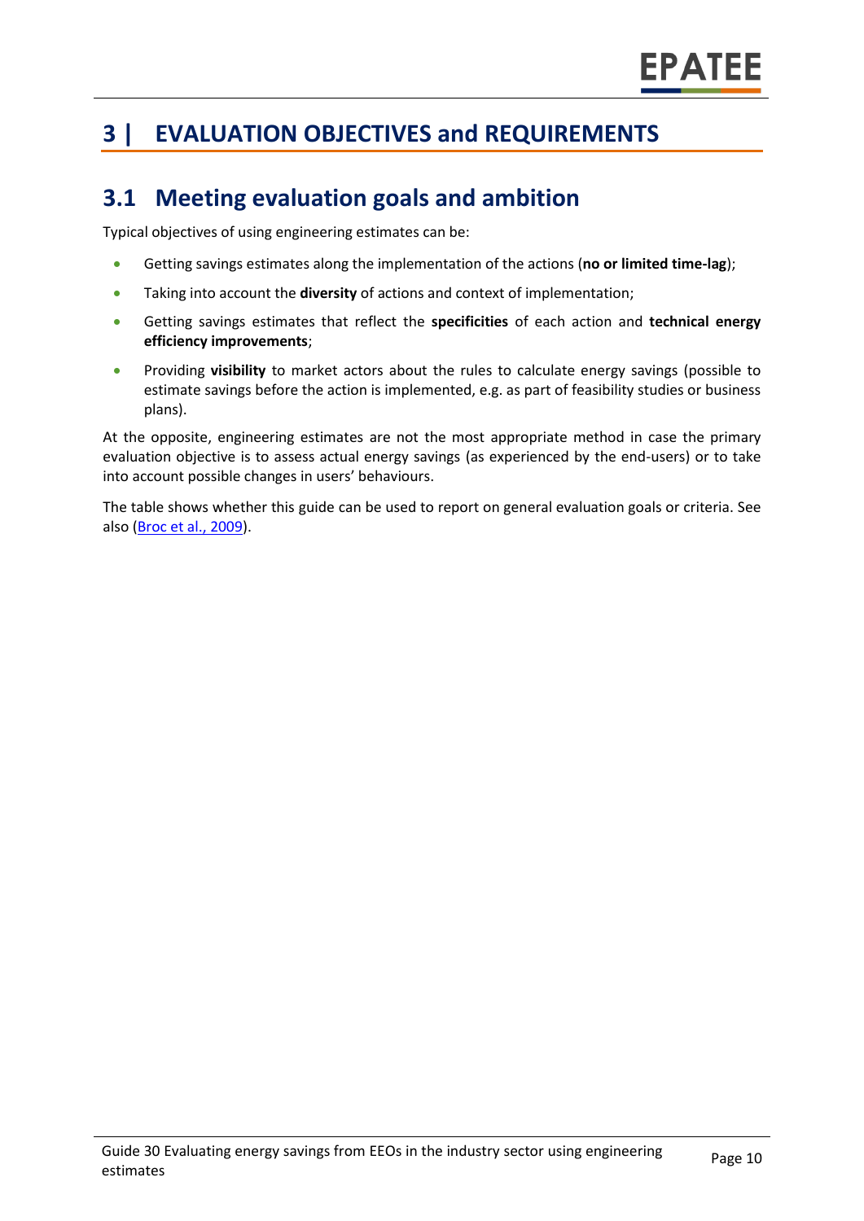# 3 | EVALUATION OBJECTIVES and REQUIREMENTS

## 3.1 Meeting evaluation goals and ambition

Typical objectives of using engineering estimates can be:

- Getting savings estimates along the implementation of the actions (**no or limited time-lag**);
- Taking into account the **diversity** of actions and context of implementation;
- Getting savings estimates that reflect the **specificities** of each action and **technical energy efficiency improvements**;
- Providing **visibility** to market actors about the rules to calculate energy savings (possible to estimate savings before the action is implemented, e.g. as part of feasibility studies or business plans).

At the opposite, engineering estimates are not the most appropriate method in case the primary evaluation objective is to assess actual energy savings (as experienced by the end-users) or to take into account possible changes in users' behaviours.

The table shows whether this guide can be used to report on general evaluation goals or criteria. See also (Broc et al., 2009).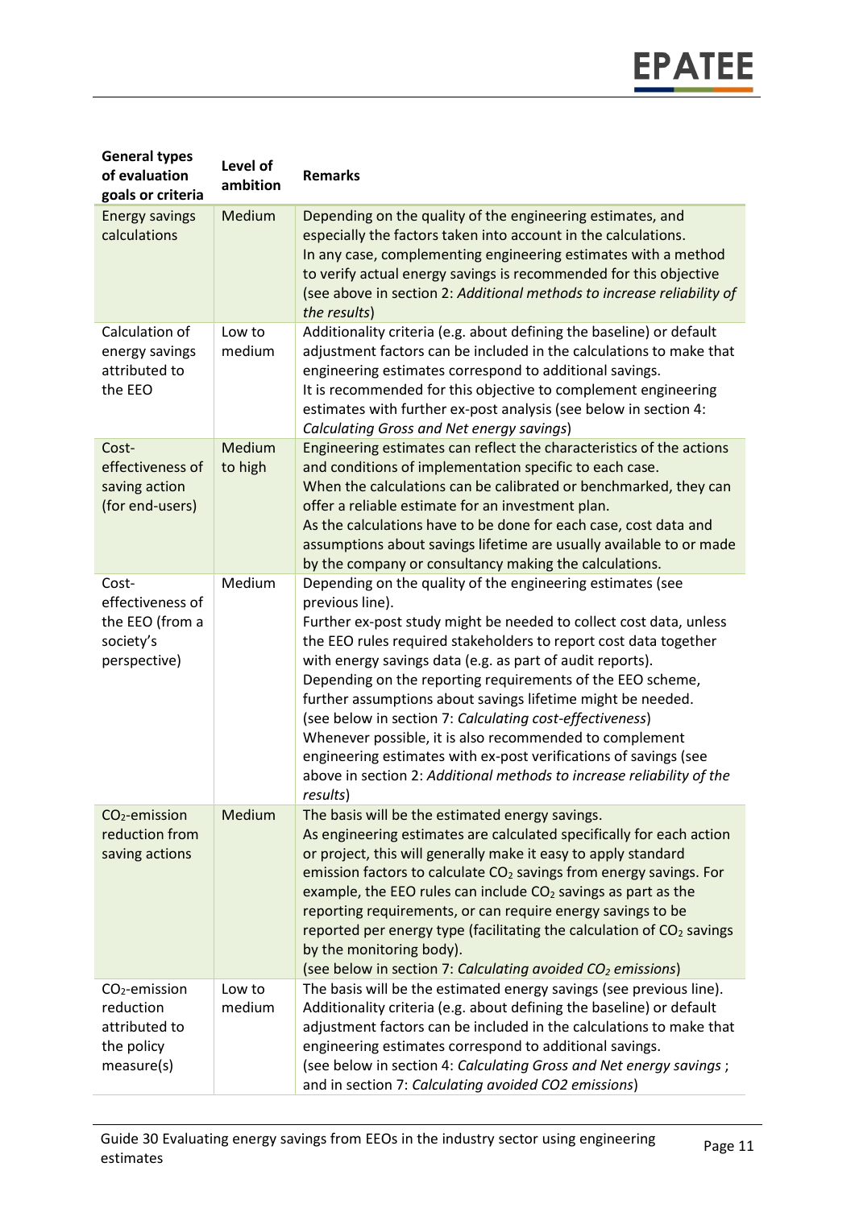| General types of evaluation goals or criteria | Level of ambition | Remarks |
|---|---|---|
| Energy savings calculations | Medium | Depending on the quality of the engineering estimates, and especially the factors taken into account in the calculations.<br>In any case, complementing engineering estimates with a method to verify actual energy savings is recommended for this objective (see above in section 2: *Additional methods to increase reliability of the results*) |
| Calculation of energy savings attributed to the EEO | Low to medium | Additionality criteria (e.g. about defining the baseline) or default adjustment factors can be included in the calculations to make that engineering estimates correspond to additional savings.<br>It is recommended for this objective to complement engineering estimates with further ex-post analysis (see below in section 4: *Calculating Gross and Net energy savings*) |
| Cost-effectiveness of saving action (for end-users) | Medium to high | Engineering estimates can reflect the characteristics of the actions and conditions of implementation specific to each case.<br>When the calculations can be calibrated or benchmarked, they can offer a reliable estimate for an investment plan.<br>As the calculations have to be done for each case, cost data and assumptions about savings lifetime are usually available to or made by the company or consultancy making the calculations. |
| Cost-effectiveness of the EEO (from a society's perspective) | Medium | Depending on the quality of the engineering estimates (see previous line).<br>Further ex-post study might be needed to collect cost data, unless the EEO rules required stakeholders to report cost data together with energy savings data (e.g. as part of audit reports).<br>Depending on the reporting requirements of the EEO scheme, further assumptions about savings lifetime might be needed.<br>(see below in section 7: *Calculating cost-effectiveness*)<br>Whenever possible, it is also recommended to complement engineering estimates with ex-post verifications of savings (see above in section 2: *Additional methods to increase reliability of the results*) |
| $CO_2$-emission reduction from saving actions | Medium | The basis will be the estimated energy savings.<br>As engineering estimates are calculated specifically for each action or project, this will generally make it easy to apply standard emission factors to calculate $CO_2$ savings from energy savings. For example, the EEO rules can include $CO_2$ savings as part as the reporting requirements, or can require energy savings to be reported per energy type (facilitating the calculation of $CO_2$ savings by the monitoring body).<br>(see below in section 7: *Calculating avoided $CO_2$ emissions*) |
| $CO_2$-emission reduction attributed to the policy measure(s) | Low to medium | The basis will be the estimated energy savings (see previous line).<br>Additionality criteria (e.g. about defining the baseline) or default adjustment factors can be included in the calculations to make that engineering estimates correspond to additional savings.<br>(see below in section 4: *Calculating Gross and Net energy savings* ; and in section 7: *Calculating avoided CO2 emissions*) |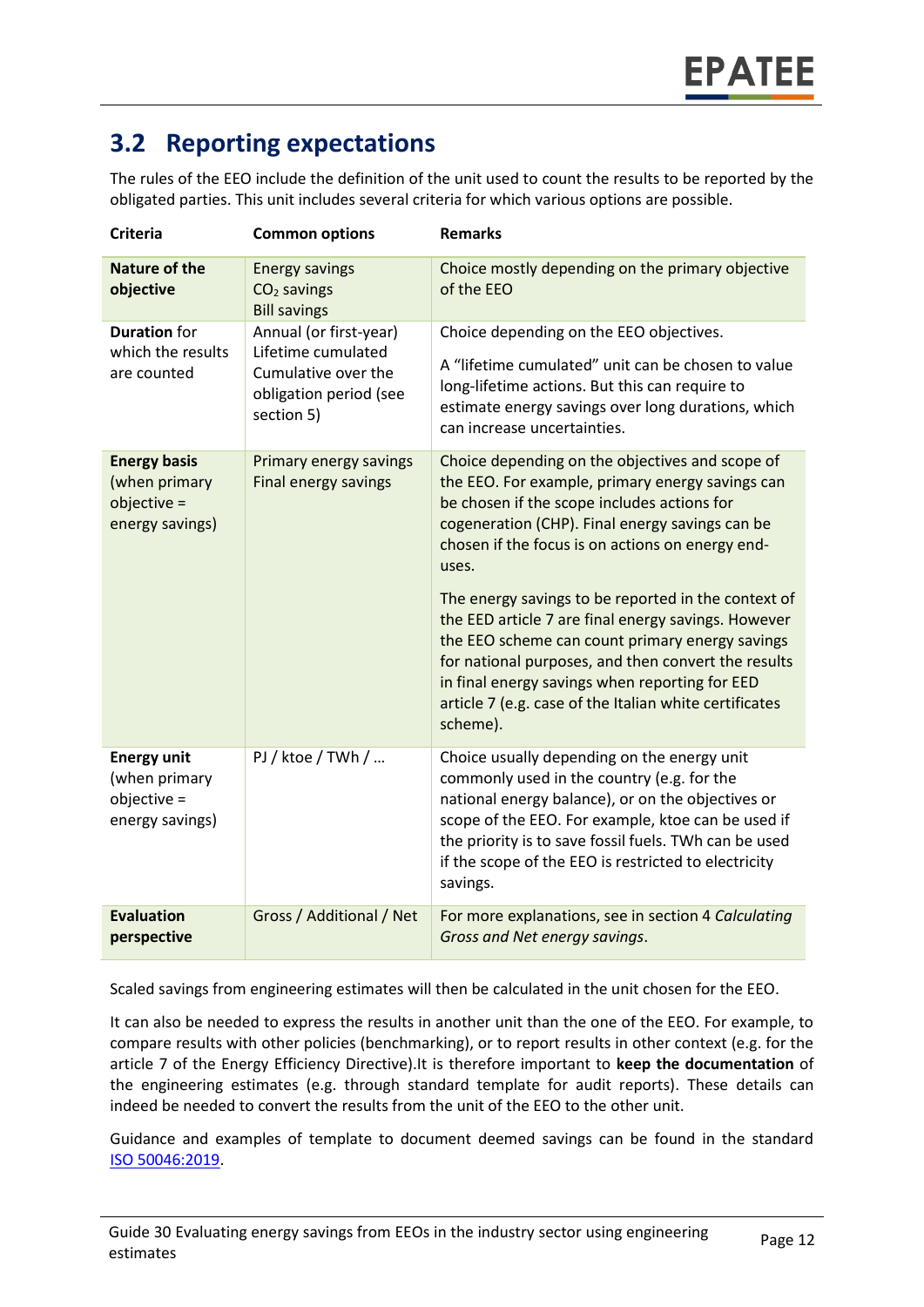## 3.2 Reporting expectations

The rules of the EEO include the definition of the unit used to count the results to be reported by the obligated parties. This unit includes several criteria for which various options are possible.

| Criteria | Common options | Remarks |
|---|---|---|
| **Nature of the objective** | Energy savings<br>$CO_2$ savings<br>Bill savings | Choice mostly depending on the primary objective of the EEO |
| **Duration** for which the results are counted | Annual (or first-year)<br>Lifetime cumulated<br>Cumulative over the obligation period (see section 5) | Choice depending on the EEO objectives.<br><br>A "lifetime cumulated" unit can be chosen to value long-lifetime actions. But this can require to estimate energy savings over long durations, which can increase uncertainties. |
| **Energy basis** (when primary objective = energy savings) | Primary energy savings<br>Final energy savings | Choice depending on the objectives and scope of the EEO. For example, primary energy savings can be chosen if the scope includes actions for cogeneration (CHP). Final energy savings can be chosen if the focus is on actions on energy end-uses.<br><br>The energy savings to be reported in the context of the EED article 7 are final energy savings. However the EEO scheme can count primary energy savings for national purposes, and then convert the results in final energy savings when reporting for EED article 7 (e.g. case of the Italian white certificates scheme). |
| **Energy unit** (when primary objective = energy savings) | PJ / ktoe / TWh / … | Choice usually depending on the energy unit commonly used in the country (e.g. for the national energy balance), or on the objectives or scope of the EEO. For example, ktoe can be used if the priority is to save fossil fuels. TWh can be used if the scope of the EEO is restricted to electricity savings. |
| **Evaluation perspective** | Gross / Additional / Net | For more explanations, see in section 4 *Calculating Gross and Net energy savings*. |

Scaled savings from engineering estimates will then be calculated in the unit chosen for the EEO.

It can also be needed to express the results in another unit than the one of the EEO. For example, to compare results with other policies (benchmarking), or to report results in other context (e.g. for the article 7 of the Energy Efficiency Directive).It is therefore important to **keep the documentation** of the engineering estimates (e.g. through standard template for audit reports). These details can indeed be needed to convert the results from the unit of the EEO to the other unit.

Guidance and examples of template to document deemed savings can be found in the standard [ISO 50046:2019](ISO 50046:2019).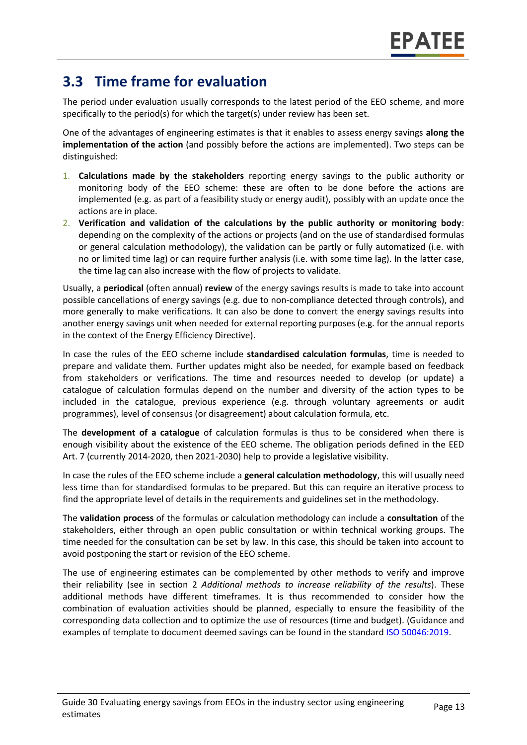## 3.3 Time frame for evaluation

The period under evaluation usually corresponds to the latest period of the EEO scheme, and more specifically to the period(s) for which the target(s) under review has been set.

One of the advantages of engineering estimates is that it enables to assess energy savings **along the implementation of the action** (and possibly before the actions are implemented). Two steps can be distinguished:

1. **Calculations made by the stakeholders** reporting energy savings to the public authority or monitoring body of the EEO scheme: these are often to be done before the actions are implemented (e.g. as part of a feasibility study or energy audit), possibly with an update once the actions are in place.
2. **Verification and validation of the calculations by the public authority or monitoring body**: depending on the complexity of the actions or projects (and on the use of standardised formulas or general calculation methodology), the validation can be partly or fully automatized (i.e. with no or limited time lag) or can require further analysis (i.e. with some time lag). In the latter case, the time lag can also increase with the flow of projects to validate.

Usually, a **periodical** (often annual) **review** of the energy savings results is made to take into account possible cancellations of energy savings (e.g. due to non-compliance detected through controls), and more generally to make verifications. It can also be done to convert the energy savings results into another energy savings unit when needed for external reporting purposes (e.g. for the annual reports in the context of the Energy Efficiency Directive).

In case the rules of the EEO scheme include **standardised calculation formulas**, time is needed to prepare and validate them. Further updates might also be needed, for example based on feedback from stakeholders or verifications. The time and resources needed to develop (or update) a catalogue of calculation formulas depend on the number and diversity of the action types to be included in the catalogue, previous experience (e.g. through voluntary agreements or audit programmes), level of consensus (or disagreement) about calculation formula, etc.

The **development of a catalogue** of calculation formulas is thus to be considered when there is enough visibility about the existence of the EEO scheme. The obligation periods defined in the EED Art. 7 (currently 2014-2020, then 2021-2030) help to provide a legislative visibility.

In case the rules of the EEO scheme include a **general calculation methodology**, this will usually need less time than for standardised formulas to be prepared. But this can require an iterative process to find the appropriate level of details in the requirements and guidelines set in the methodology.

The **validation process** of the formulas or calculation methodology can include a **consultation** of the stakeholders, either through an open public consultation or within technical working groups. The time needed for the consultation can be set by law. In this case, this should be taken into account to avoid postponing the start or revision of the EEO scheme.

The use of engineering estimates can be complemented by other methods to verify and improve their reliability (see in section 2 *Additional methods to increase reliability of the results*). These additional methods have different timeframes. It is thus recommended to consider how the combination of evaluation activities should be planned, especially to ensure the feasibility of the corresponding data collection and to optimize the use of resources (time and budget). (Guidance and examples of template to document deemed savings can be found in the standard ISO 50046:2019.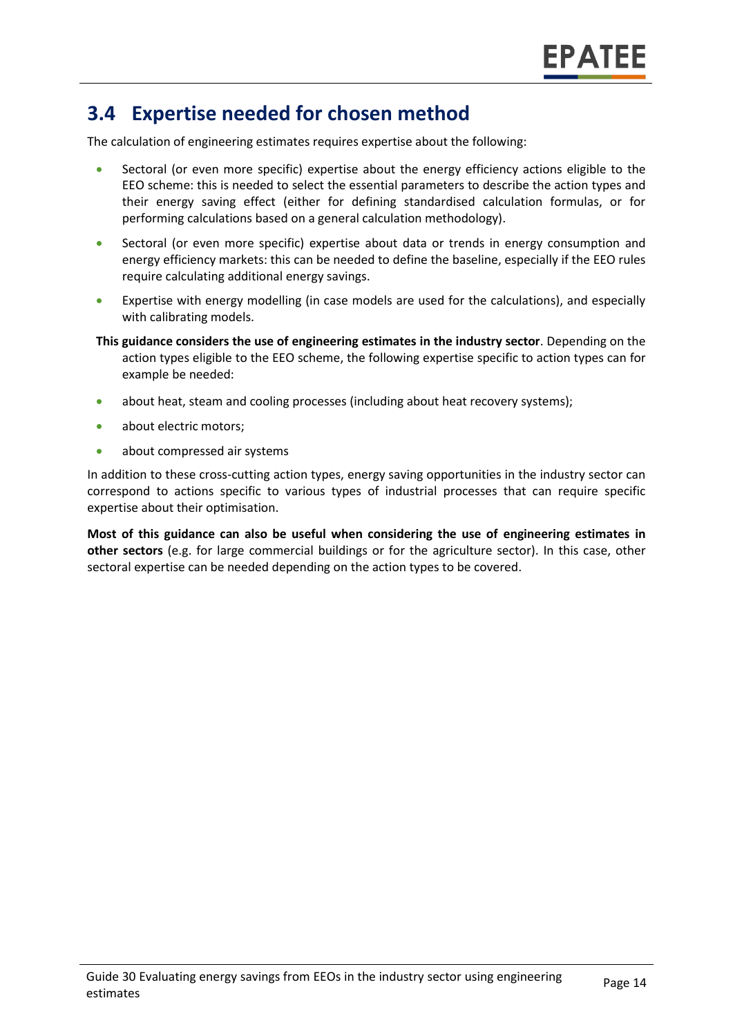## 3.4 Expertise needed for chosen method

The calculation of engineering estimates requires expertise about the following:

- Sectoral (or even more specific) expertise about the energy efficiency actions eligible to the EEO scheme: this is needed to select the essential parameters to describe the action types and their energy saving effect (either for defining standardised calculation formulas, or for performing calculations based on a general calculation methodology).
- Sectoral (or even more specific) expertise about data or trends in energy consumption and energy efficiency markets: this can be needed to define the baseline, especially if the EEO rules require calculating additional energy savings.
- Expertise with energy modelling (in case models are used for the calculations), and especially with calibrating models.

**This guidance considers the use of engineering estimates in the industry sector**. Depending on the action types eligible to the EEO scheme, the following expertise specific to action types can for example be needed:

- about heat, steam and cooling processes (including about heat recovery systems);
- about electric motors;
- about compressed air systems

In addition to these cross-cutting action types, energy saving opportunities in the industry sector can correspond to actions specific to various types of industrial processes that can require specific expertise about their optimisation.

**Most of this guidance can also be useful when considering the use of engineering estimates in other sectors** (e.g. for large commercial buildings or for the agriculture sector). In this case, other sectoral expertise can be needed depending on the action types to be covered.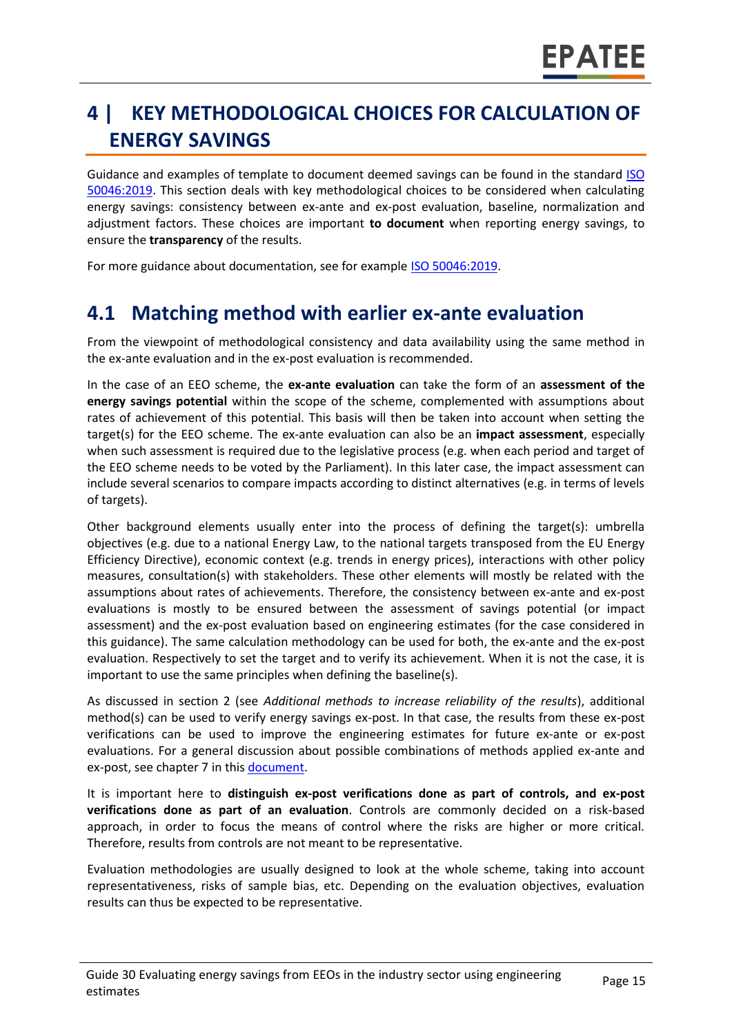# 4 | KEY METHODOLOGICAL CHOICES FOR CALCULATION OF ENERGY SAVINGS

Guidance and examples of template to document deemed savings can be found in the standard ISO 50046:2019. This section deals with key methodological choices to be considered when calculating energy savings: consistency between ex-ante and ex-post evaluation, baseline, normalization and adjustment factors. These choices are important **to document** when reporting energy savings, to ensure the **transparency** of the results.

For more guidance about documentation, see for example ISO 50046:2019.

## 4.1 Matching method with earlier ex-ante evaluation

From the viewpoint of methodological consistency and data availability using the same method in the ex-ante evaluation and in the ex-post evaluation is recommended.

In the case of an EEO scheme, the **ex-ante evaluation** can take the form of an **assessment of the energy savings potential** within the scope of the scheme, complemented with assumptions about rates of achievement of this potential. This basis will then be taken into account when setting the target(s) for the EEO scheme. The ex-ante evaluation can also be an **impact assessment**, especially when such assessment is required due to the legislative process (e.g. when each period and target of the EEO scheme needs to be voted by the Parliament). In this later case, the impact assessment can include several scenarios to compare impacts according to distinct alternatives (e.g. in terms of levels of targets).

Other background elements usually enter into the process of defining the target(s): umbrella objectives (e.g. due to a national Energy Law, to the national targets transposed from the EU Energy Efficiency Directive), economic context (e.g. trends in energy prices), interactions with other policy measures, consultation(s) with stakeholders. These other elements will mostly be related with the assumptions about rates of achievements. Therefore, the consistency between ex-ante and ex-post evaluations is mostly to be ensured between the assessment of savings potential (or impact assessment) and the ex-post evaluation based on engineering estimates (for the case considered in this guidance). The same calculation methodology can be used for both, the ex-ante and the ex-post evaluation. Respectively to set the target and to verify its achievement. When it is not the case, it is important to use the same principles when defining the baseline(s).

As discussed in section 2 (see *Additional methods to increase reliability of the results*), additional method(s) can be used to verify energy savings ex-post. In that case, the results from these ex-post verifications can be used to improve the engineering estimates for future ex-ante or ex-post evaluations. For a general discussion about possible combinations of methods applied ex-ante and ex-post, see chapter 7 in this document.

It is important here to **distinguish ex-post verifications done as part of controls, and ex-post verifications done as part of an evaluation**. Controls are commonly decided on a risk-based approach, in order to focus the means of control where the risks are higher or more critical. Therefore, results from controls are not meant to be representative.

Evaluation methodologies are usually designed to look at the whole scheme, taking into account representativeness, risks of sample bias, etc. Depending on the evaluation objectives, evaluation results can thus be expected to be representative.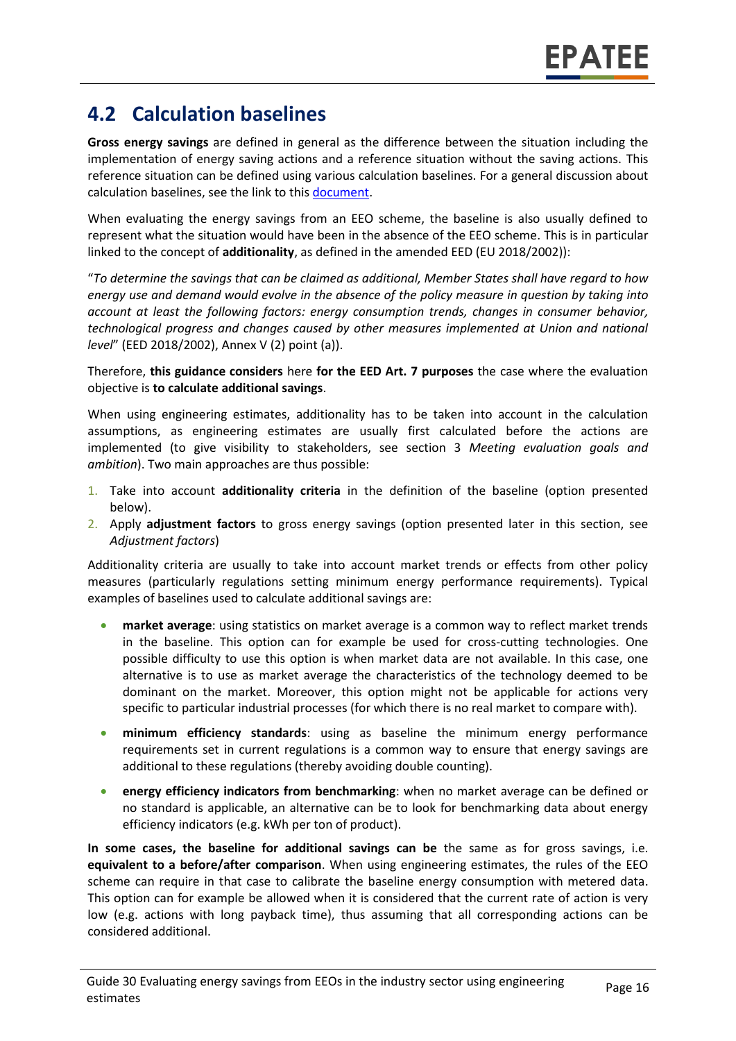## 4.2 Calculation baselines

**Gross energy savings** are defined in general as the difference between the situation including the implementation of energy saving actions and a reference situation without the saving actions. This reference situation can be defined using various calculation baselines. For a general discussion about calculation baselines, see the link to this document.

When evaluating the energy savings from an EEO scheme, the baseline is also usually defined to represent what the situation would have been in the absence of the EEO scheme. This is in particular linked to the concept of **additionality**, as defined in the amended EED (EU 2018/2002)):

"*To determine the savings that can be claimed as additional, Member States shall have regard to how energy use and demand would evolve in the absence of the policy measure in question by taking into account at least the following factors: energy consumption trends, changes in consumer behavior, technological progress and changes caused by other measures implemented at Union and national level*" (EED 2018/2002), Annex V (2) point (a)).

Therefore, **this guidance considers** here **for the EED Art. 7 purposes** the case where the evaluation objective is **to calculate additional savings**.

When using engineering estimates, additionality has to be taken into account in the calculation assumptions, as engineering estimates are usually first calculated before the actions are implemented (to give visibility to stakeholders, see section 3 *Meeting evaluation goals and ambition*). Two main approaches are thus possible:

1. Take into account **additionality criteria** in the definition of the baseline (option presented below).
2. Apply **adjustment factors** to gross energy savings (option presented later in this section, see *Adjustment factors*)

Additionality criteria are usually to take into account market trends or effects from other policy measures (particularly regulations setting minimum energy performance requirements). Typical examples of baselines used to calculate additional savings are:

- **market average**: using statistics on market average is a common way to reflect market trends in the baseline. This option can for example be used for cross-cutting technologies. One possible difficulty to use this option is when market data are not available. In this case, one alternative is to use as market average the characteristics of the technology deemed to be dominant on the market. Moreover, this option might not be applicable for actions very specific to particular industrial processes (for which there is no real market to compare with).
- **minimum efficiency standards**: using as baseline the minimum energy performance requirements set in current regulations is a common way to ensure that energy savings are additional to these regulations (thereby avoiding double counting).
- **energy efficiency indicators from benchmarking**: when no market average can be defined or no standard is applicable, an alternative can be to look for benchmarking data about energy efficiency indicators (e.g. kWh per ton of product).

**In some cases, the baseline for additional savings can be** the same as for gross savings, i.e. **equivalent to a before/after comparison**. When using engineering estimates, the rules of the EEO scheme can require in that case to calibrate the baseline energy consumption with metered data. This option can for example be allowed when it is considered that the current rate of action is very low (e.g. actions with long payback time), thus assuming that all corresponding actions can be considered additional.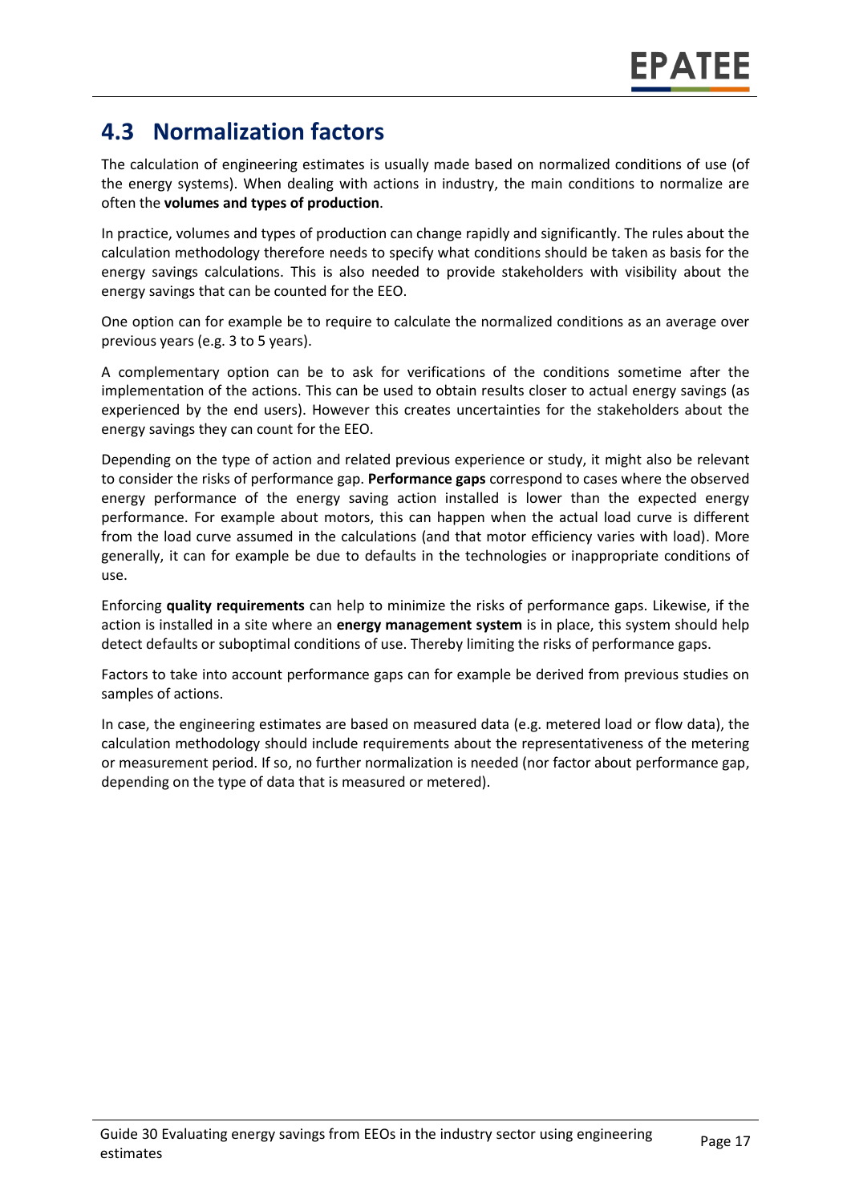## 4.3 Normalization factors

The calculation of engineering estimates is usually made based on normalized conditions of use (of the energy systems). When dealing with actions in industry, the main conditions to normalize are often the **volumes and types of production**.

In practice, volumes and types of production can change rapidly and significantly. The rules about the calculation methodology therefore needs to specify what conditions should be taken as basis for the energy savings calculations. This is also needed to provide stakeholders with visibility about the energy savings that can be counted for the EEO.

One option can for example be to require to calculate the normalized conditions as an average over previous years (e.g. 3 to 5 years).

A complementary option can be to ask for verifications of the conditions sometime after the implementation of the actions. This can be used to obtain results closer to actual energy savings (as experienced by the end users). However this creates uncertainties for the stakeholders about the energy savings they can count for the EEO.

Depending on the type of action and related previous experience or study, it might also be relevant to consider the risks of performance gap. **Performance gaps** correspond to cases where the observed energy performance of the energy saving action installed is lower than the expected energy performance. For example about motors, this can happen when the actual load curve is different from the load curve assumed in the calculations (and that motor efficiency varies with load). More generally, it can for example be due to defaults in the technologies or inappropriate conditions of use.

Enforcing **quality requirements** can help to minimize the risks of performance gaps. Likewise, if the action is installed in a site where an **energy management system** is in place, this system should help detect defaults or suboptimal conditions of use. Thereby limiting the risks of performance gaps.

Factors to take into account performance gaps can for example be derived from previous studies on samples of actions.

In case, the engineering estimates are based on measured data (e.g. metered load or flow data), the calculation methodology should include requirements about the representativeness of the metering or measurement period. If so, no further normalization is needed (nor factor about performance gap, depending on the type of data that is measured or metered).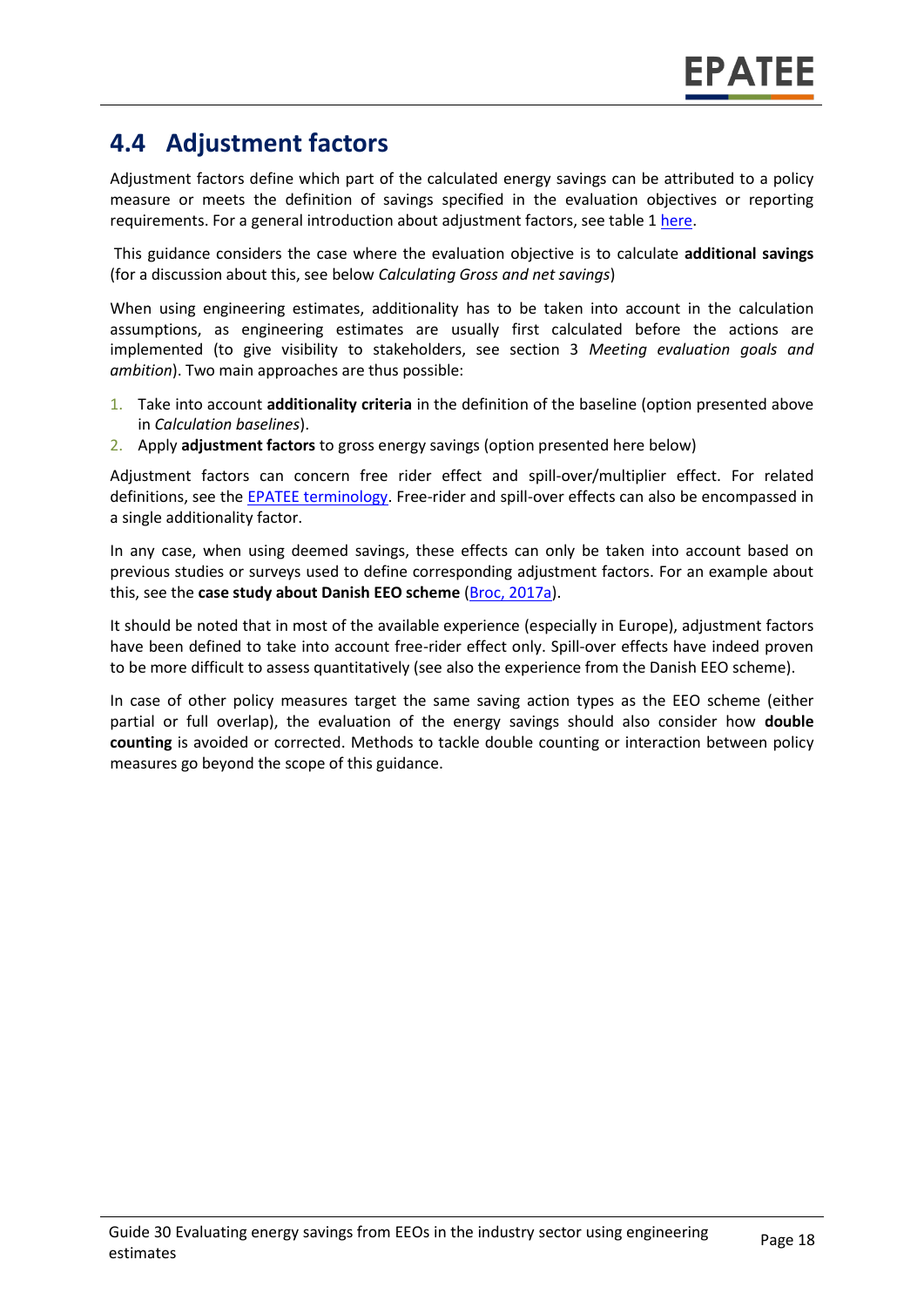## 4.4 Adjustment factors

Adjustment factors define which part of the calculated energy savings can be attributed to a policy measure or meets the definition of savings specified in the evaluation objectives or reporting requirements. For a general introduction about adjustment factors, see table 1 here.

This guidance considers the case where the evaluation objective is to calculate **additional savings** (for a discussion about this, see below *Calculating Gross and net savings*)

When using engineering estimates, additionality has to be taken into account in the calculation assumptions, as engineering estimates are usually first calculated before the actions are implemented (to give visibility to stakeholders, see section 3 *Meeting evaluation goals and ambition*). Two main approaches are thus possible:

1. Take into account **additionality criteria** in the definition of the baseline (option presented above in *Calculation baselines*).
2. Apply **adjustment factors** to gross energy savings (option presented here below)

Adjustment factors can concern free rider effect and spill-over/multiplier effect. For related definitions, see the EPATEE terminology. Free-rider and spill-over effects can also be encompassed in a single additionality factor.

In any case, when using deemed savings, these effects can only be taken into account based on previous studies or surveys used to define corresponding adjustment factors. For an example about this, see the **case study about Danish EEO scheme** (Broc, 2017a).

It should be noted that in most of the available experience (especially in Europe), adjustment factors have been defined to take into account free-rider effect only. Spill-over effects have indeed proven to be more difficult to assess quantitatively (see also the experience from the Danish EEO scheme).

In case of other policy measures target the same saving action types as the EEO scheme (either partial or full overlap), the evaluation of the energy savings should also consider how **double counting** is avoided or corrected. Methods to tackle double counting or interaction between policy measures go beyond the scope of this guidance.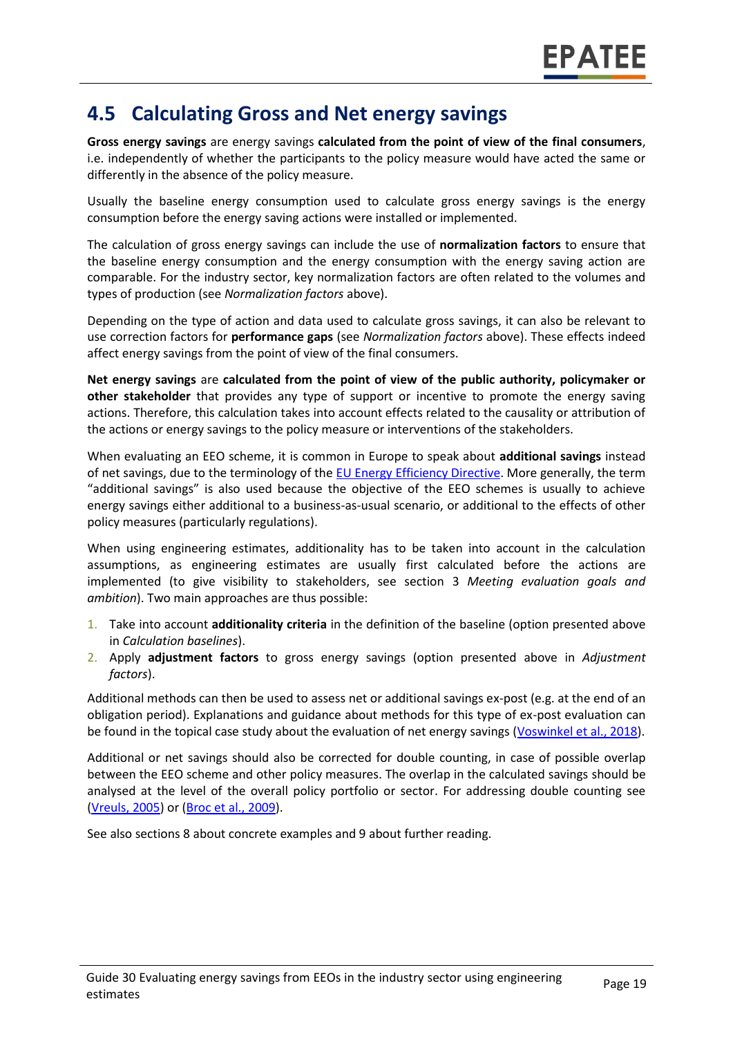## 4.5 Calculating Gross and Net energy savings

**Gross energy savings** are energy savings **calculated from the point of view of the final consumers**, i.e. independently of whether the participants to the policy measure would have acted the same or differently in the absence of the policy measure.

Usually the baseline energy consumption used to calculate gross energy savings is the energy consumption before the energy saving actions were installed or implemented.

The calculation of gross energy savings can include the use of **normalization factors** to ensure that the baseline energy consumption and the energy consumption with the energy saving action are comparable. For the industry sector, key normalization factors are often related to the volumes and types of production (see *Normalization factors* above).

Depending on the type of action and data used to calculate gross savings, it can also be relevant to use correction factors for **performance gaps** (see *Normalization factors* above). These effects indeed affect energy savings from the point of view of the final consumers.

**Net energy savings** are **calculated from the point of view of the public authority, policymaker or other stakeholder** that provides any type of support or incentive to promote the energy saving actions. Therefore, this calculation takes into account effects related to the causality or attribution of the actions or energy savings to the policy measure or interventions of the stakeholders.

When evaluating an EEO scheme, it is common in Europe to speak about **additional savings** instead of net savings, due to the terminology of the EU Energy Efficiency Directive. More generally, the term "additional savings" is also used because the objective of the EEO schemes is usually to achieve energy savings either additional to a business-as-usual scenario, or additional to the effects of other policy measures (particularly regulations).

When using engineering estimates, additionality has to be taken into account in the calculation assumptions, as engineering estimates are usually first calculated before the actions are implemented (to give visibility to stakeholders, see section 3 *Meeting evaluation goals and ambition*). Two main approaches are thus possible:

1. Take into account **additionality criteria** in the definition of the baseline (option presented above in *Calculation baselines*).
2. Apply **adjustment factors** to gross energy savings (option presented above in *Adjustment factors*).

Additional methods can then be used to assess net or additional savings ex-post (e.g. at the end of an obligation period). Explanations and guidance about methods for this type of ex-post evaluation can be found in the topical case study about the evaluation of net energy savings (Voswinkel et al., 2018).

Additional or net savings should also be corrected for double counting, in case of possible overlap between the EEO scheme and other policy measures. The overlap in the calculated savings should be analysed at the level of the overall policy portfolio or sector. For addressing double counting see (Vreuls, 2005) or (Broc et al., 2009).

See also sections 8 about concrete examples and 9 about further reading.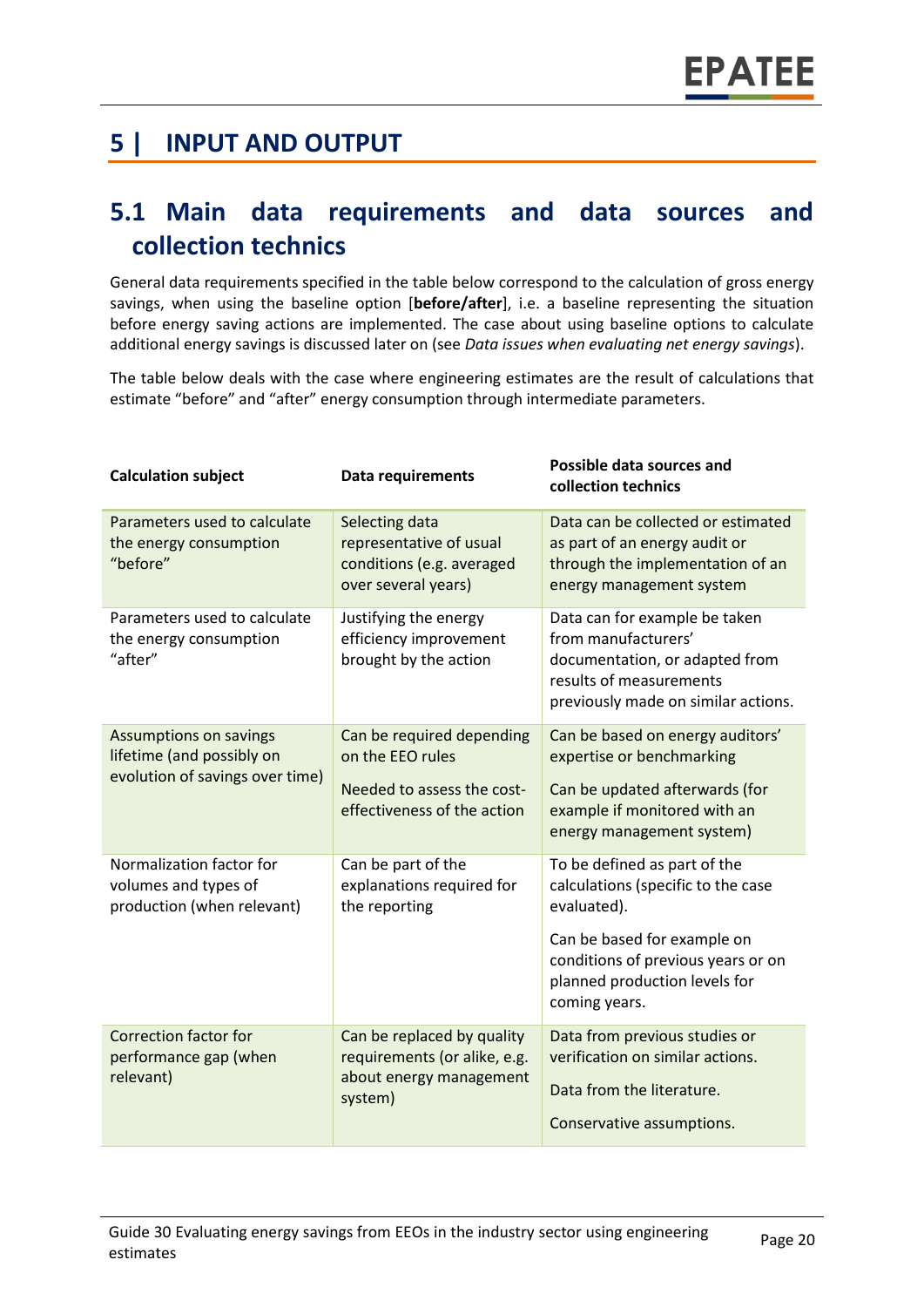# 5 | INPUT AND OUTPUT

## 5.1 Main data requirements and data sources and collection technics

General data requirements specified in the table below correspond to the calculation of gross energy savings, when using the baseline option [**before/after**], i.e. a baseline representing the situation before energy saving actions are implemented. The case about using baseline options to calculate additional energy savings is discussed later on (see *Data issues when evaluating net energy savings*).

The table below deals with the case where engineering estimates are the result of calculations that estimate "before" and "after" energy consumption through intermediate parameters.

| Calculation subject | Data requirements | Possible data sources and collection technics |
|---|---|---|
| Parameters used to calculate the energy consumption "before" | Selecting data representative of usual conditions (e.g. averaged over several years) | Data can be collected or estimated as part of an energy audit or through the implementation of an energy management system |
| Parameters used to calculate the energy consumption "after" | Justifying the energy efficiency improvement brought by the action | Data can for example be taken from manufacturers' documentation, or adapted from results of measurements previously made on similar actions. |
| Assumptions on savings lifetime (and possibly on evolution of savings over time) | Can be required depending on the EEO rules<br><br>Needed to assess the cost-effectiveness of the action | Can be based on energy auditors' expertise or benchmarking<br><br>Can be updated afterwards (for example if monitored with an energy management system) |
| Normalization factor for volumes and types of production (when relevant) | Can be part of the explanations required for the reporting | To be defined as part of the calculations (specific to the case evaluated).<br><br>Can be based for example on conditions of previous years or on planned production levels for coming years. |
| Correction factor for performance gap (when relevant) | Can be replaced by quality requirements (or alike, e.g. about energy management system) | Data from previous studies or verification on similar actions.<br><br>Data from the literature.<br><br>Conservative assumptions. |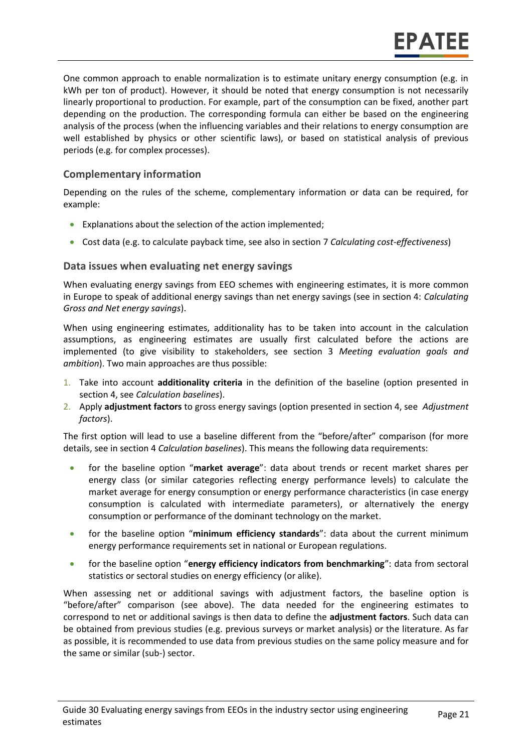One common approach to enable normalization is to estimate unitary energy consumption (e.g. in kWh per ton of product). However, it should be noted that energy consumption is not necessarily linearly proportional to production. For example, part of the consumption can be fixed, another part depending on the production. The corresponding formula can either be based on the engineering analysis of the process (when the influencing variables and their relations to energy consumption are well established by physics or other scientific laws), or based on statistical analysis of previous periods (e.g. for complex processes).

### Complementary information

Depending on the rules of the scheme, complementary information or data can be required, for example:

- Explanations about the selection of the action implemented;
- Cost data (e.g. to calculate payback time, see also in section 7 *Calculating cost-effectiveness*)

### Data issues when evaluating net energy savings

When evaluating energy savings from EEO schemes with engineering estimates, it is more common in Europe to speak of additional energy savings than net energy savings (see in section 4: *Calculating Gross and Net energy savings*).

When using engineering estimates, additionality has to be taken into account in the calculation assumptions, as engineering estimates are usually first calculated before the actions are implemented (to give visibility to stakeholders, see section 3 *Meeting evaluation goals and ambition*). Two main approaches are thus possible:

1. Take into account **additionality criteria** in the definition of the baseline (option presented in section 4, see *Calculation baselines*).
2. Apply **adjustment factors** to gross energy savings (option presented in section 4, see *Adjustment factors*).

The first option will lead to use a baseline different from the "before/after" comparison (for more details, see in section 4 *Calculation baselines*). This means the following data requirements:

- for the baseline option "**market average**": data about trends or recent market shares per energy class (or similar categories reflecting energy performance levels) to calculate the market average for energy consumption or energy performance characteristics (in case energy consumption is calculated with intermediate parameters), or alternatively the energy consumption or performance of the dominant technology on the market.
- for the baseline option "**minimum efficiency standards**": data about the current minimum energy performance requirements set in national or European regulations.
- for the baseline option "**energy efficiency indicators from benchmarking**": data from sectoral statistics or sectoral studies on energy efficiency (or alike).

When assessing net or additional savings with adjustment factors, the baseline option is "before/after" comparison (see above). The data needed for the engineering estimates to correspond to net or additional savings is then data to define the **adjustment factors**. Such data can be obtained from previous studies (e.g. previous surveys or market analysis) or the literature. As far as possible, it is recommended to use data from previous studies on the same policy measure and for the same or similar (sub-) sector.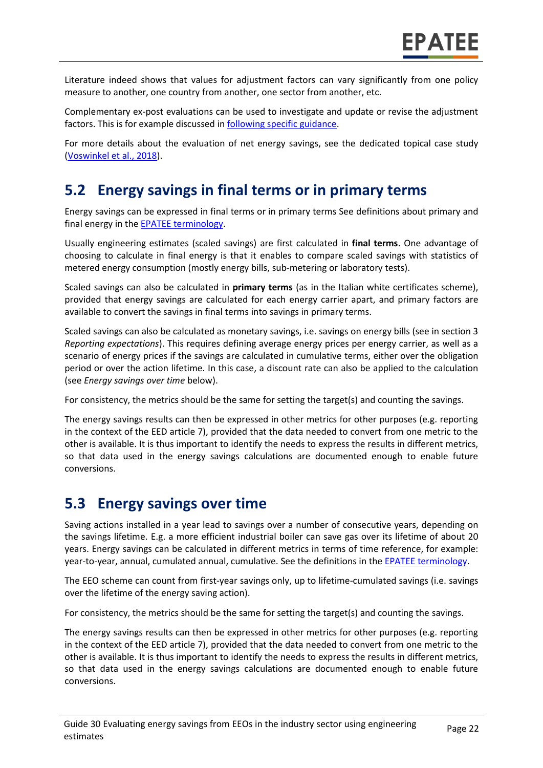Literature indeed shows that values for adjustment factors can vary significantly from one policy measure to another, one country from another, one sector from another, etc.

Complementary ex-post evaluations can be used to investigate and update or revise the adjustment factors. This is for example discussed in [following specific guidance](#).

For more details about the evaluation of net energy savings, see the dedicated topical case study ([Voswinkel et al., 2018](#)).

## 5.2 Energy savings in final terms or in primary terms

Energy savings can be expressed in final terms or in primary terms See definitions about primary and final energy in the [EPATEE terminology](#).

Usually engineering estimates (scaled savings) are first calculated in **final terms**. One advantage of choosing to calculate in final energy is that it enables to compare scaled savings with statistics of metered energy consumption (mostly energy bills, sub-metering or laboratory tests).

Scaled savings can also be calculated in **primary terms** (as in the Italian white certificates scheme), provided that energy savings are calculated for each energy carrier apart, and primary factors are available to convert the savings in final terms into savings in primary terms.

Scaled savings can also be calculated as monetary savings, i.e. savings on energy bills (see in section 3 *Reporting expectations*). This requires defining average energy prices per energy carrier, as well as a scenario of energy prices if the savings are calculated in cumulative terms, either over the obligation period or over the action lifetime. In this case, a discount rate can also be applied to the calculation (see *Energy savings over time* below).

For consistency, the metrics should be the same for setting the target(s) and counting the savings.

The energy savings results can then be expressed in other metrics for other purposes (e.g. reporting in the context of the EED article 7), provided that the data needed to convert from one metric to the other is available. It is thus important to identify the needs to express the results in different metrics, so that data used in the energy savings calculations are documented enough to enable future conversions.

## 5.3 Energy savings over time

Saving actions installed in a year lead to savings over a number of consecutive years, depending on the savings lifetime. E.g. a more efficient industrial boiler can save gas over its lifetime of about 20 years. Energy savings can be calculated in different metrics in terms of time reference, for example: year-to-year, annual, cumulated annual, cumulative. See the definitions in the [EPATEE terminology](#).

The EEO scheme can count from first-year savings only, up to lifetime-cumulated savings (i.e. savings over the lifetime of the energy saving action).

For consistency, the metrics should be the same for setting the target(s) and counting the savings.

The energy savings results can then be expressed in other metrics for other purposes (e.g. reporting in the context of the EED article 7), provided that the data needed to convert from one metric to the other is available. It is thus important to identify the needs to express the results in different metrics, so that data used in the energy savings calculations are documented enough to enable future conversions.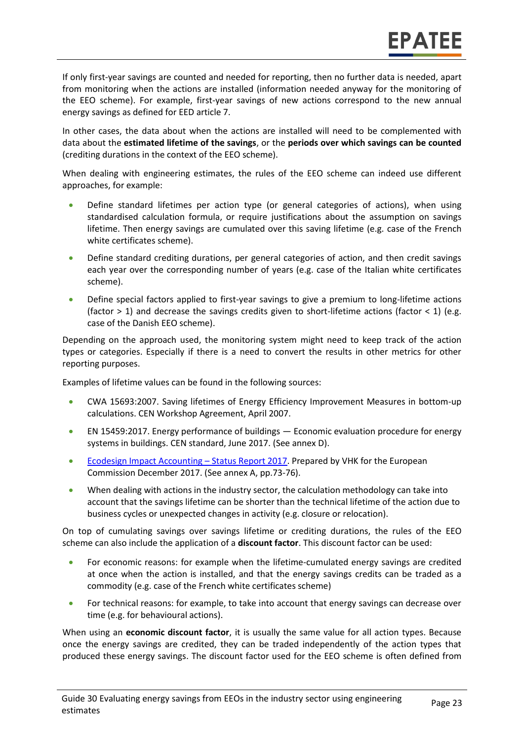If only first-year savings are counted and needed for reporting, then no further data is needed, apart from monitoring when the actions are installed (information needed anyway for the monitoring of the EEO scheme). For example, first-year savings of new actions correspond to the new annual energy savings as defined for EED article 7.

In other cases, the data about when the actions are installed will need to be complemented with data about the **estimated lifetime of the savings**, or the **periods over which savings can be counted** (crediting durations in the context of the EEO scheme).

When dealing with engineering estimates, the rules of the EEO scheme can indeed use different approaches, for example:

- Define standard lifetimes per action type (or general categories of actions), when using standardised calculation formula, or require justifications about the assumption on savings lifetime. Then energy savings are cumulated over this saving lifetime (e.g. case of the French white certificates scheme).
- Define standard crediting durations, per general categories of action, and then credit savings each year over the corresponding number of years (e.g. case of the Italian white certificates scheme).
- Define special factors applied to first-year savings to give a premium to long-lifetime actions (factor > 1) and decrease the savings credits given to short-lifetime actions (factor < 1) (e.g. case of the Danish EEO scheme).

Depending on the approach used, the monitoring system might need to keep track of the action types or categories. Especially if there is a need to convert the results in other metrics for other reporting purposes.

Examples of lifetime values can be found in the following sources:

- CWA 15693:2007. Saving lifetimes of Energy Efficiency Improvement Measures in bottom-up calculations. CEN Workshop Agreement, April 2007.
- EN 15459:2017. Energy performance of buildings — Economic evaluation procedure for energy systems in buildings. CEN standard, June 2017. (See annex D).
- Ecodesign Impact Accounting – Status Report 2017. Prepared by VHK for the European Commission December 2017. (See annex A, pp.73-76).
- When dealing with actions in the industry sector, the calculation methodology can take into account that the savings lifetime can be shorter than the technical lifetime of the action due to business cycles or unexpected changes in activity (e.g. closure or relocation).

On top of cumulating savings over savings lifetime or crediting durations, the rules of the EEO scheme can also include the application of a **discount factor**. This discount factor can be used:

- For economic reasons: for example when the lifetime-cumulated energy savings are credited at once when the action is installed, and that the energy savings credits can be traded as a commodity (e.g. case of the French white certificates scheme)
- For technical reasons: for example, to take into account that energy savings can decrease over time (e.g. for behavioural actions).

When using an **economic discount factor**, it is usually the same value for all action types. Because once the energy savings are credited, they can be traded independently of the action types that produced these energy savings. The discount factor used for the EEO scheme is often defined from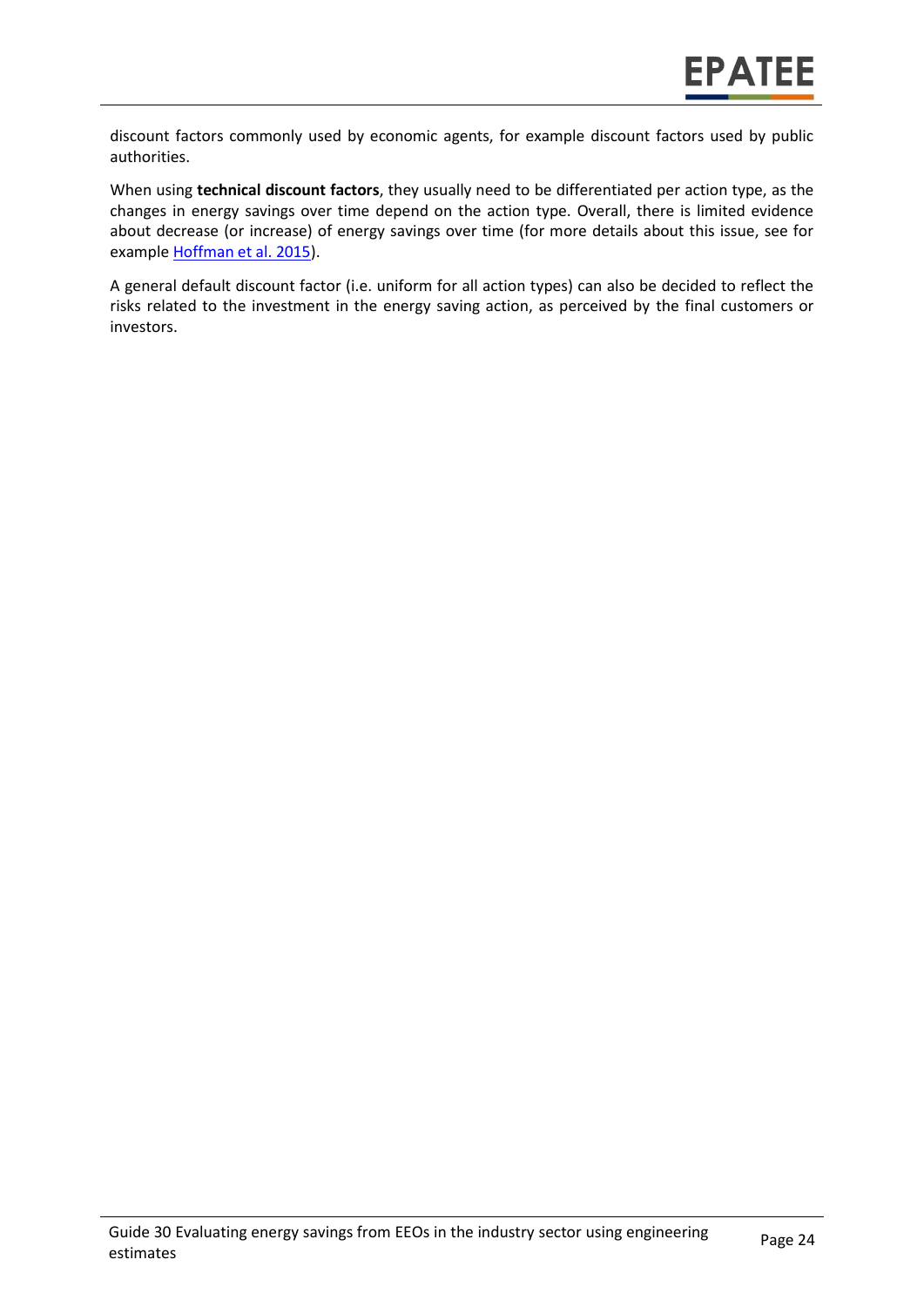discount factors commonly used by economic agents, for example discount factors used by public authorities.

When using **technical discount factors**, they usually need to be differentiated per action type, as the changes in energy savings over time depend on the action type. Overall, there is limited evidence about decrease (or increase) of energy savings over time (for more details about this issue, see for example Hoffman et al. 2015).

A general default discount factor (i.e. uniform for all action types) can also be decided to reflect the risks related to the investment in the energy saving action, as perceived by the final customers or investors.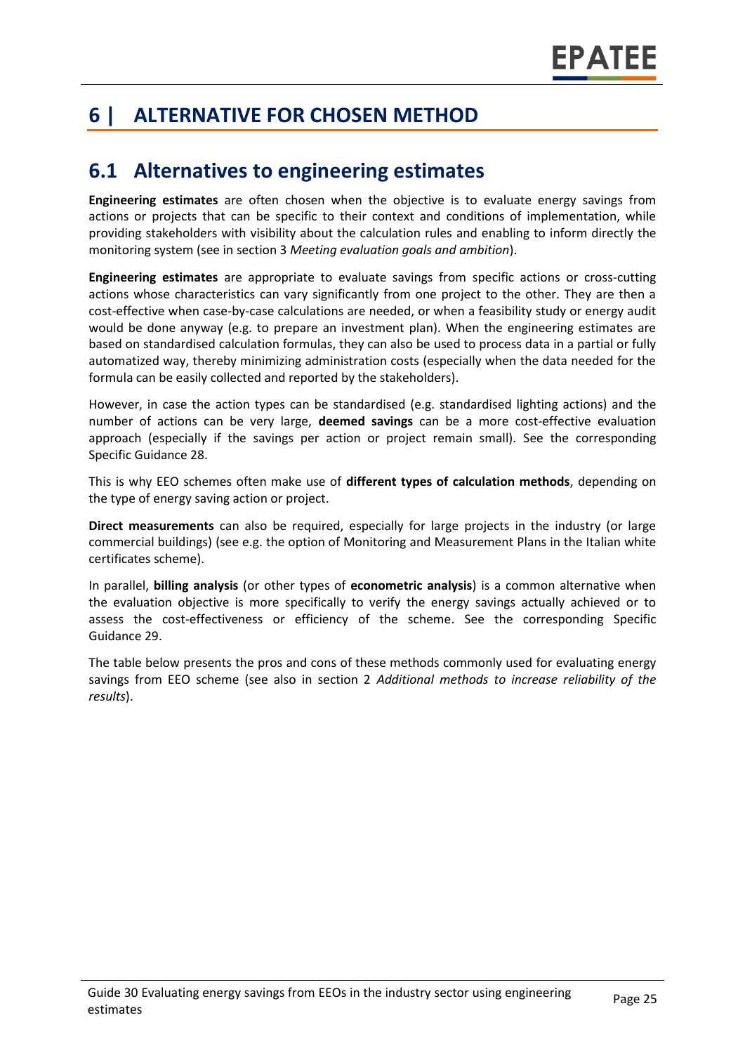# 6 | ALTERNATIVE FOR CHOSEN METHOD

## 6.1 Alternatives to engineering estimates

**Engineering estimates** are often chosen when the objective is to evaluate energy savings from actions or projects that can be specific to their context and conditions of implementation, while providing stakeholders with visibility about the calculation rules and enabling to inform directly the monitoring system (see in section 3 *Meeting evaluation goals and ambition*).

**Engineering estimates** are appropriate to evaluate savings from specific actions or cross-cutting actions whose characteristics can vary significantly from one project to the other. They are then a cost-effective when case-by-case calculations are needed, or when a feasibility study or energy audit would be done anyway (e.g. to prepare an investment plan). When the engineering estimates are based on standardised calculation formulas, they can also be used to process data in a partial or fully automatized way, thereby minimizing administration costs (especially when the data needed for the formula can be easily collected and reported by the stakeholders).

However, in case the action types can be standardised (e.g. standardised lighting actions) and the number of actions can be very large, **deemed savings** can be a more cost-effective evaluation approach (especially if the savings per action or project remain small). See the corresponding Specific Guidance 28.

This is why EEO schemes often make use of **different types of calculation methods**, depending on the type of energy saving action or project.

**Direct measurements** can also be required, especially for large projects in the industry (or large commercial buildings) (see e.g. the option of Monitoring and Measurement Plans in the Italian white certificates scheme).

In parallel, **billing analysis** (or other types of **econometric analysis**) is a common alternative when the evaluation objective is more specifically to verify the energy savings actually achieved or to assess the cost-effectiveness or efficiency of the scheme. See the corresponding Specific Guidance 29.

The table below presents the pros and cons of these methods commonly used for evaluating energy savings from EEO scheme (see also in section 2 *Additional methods to increase reliability of the results*).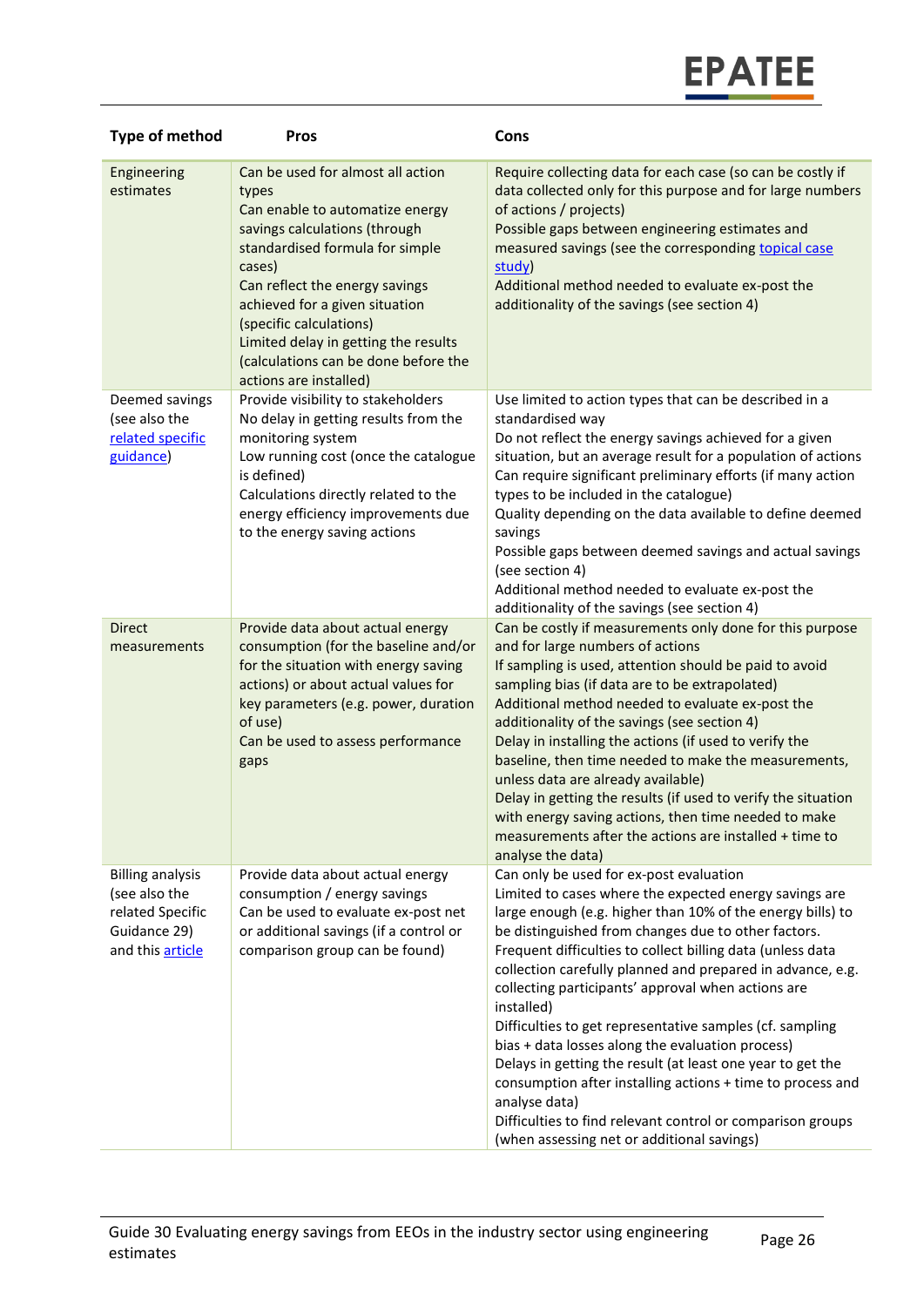| Type of method | Pros | Cons |
|---|---|---|
| Engineering estimates | Can be used for almost all action types<br>Can enable to automatize energy savings calculations (through standardised formula for simple cases)<br>Can reflect the energy savings achieved for a given situation (specific calculations)<br>Limited delay in getting the results (calculations can be done before the actions are installed) | Require collecting data for each case (so can be costly if data collected only for this purpose and for large numbers of actions / projects)<br>Possible gaps between engineering estimates and measured savings (see the corresponding topical case study)<br>Additional method needed to evaluate ex-post the additionality of the savings (see section 4) |
| Deemed savings (see also the related specific guidance) | Provide visibility to stakeholders<br>No delay in getting results from the monitoring system<br>Low running cost (once the catalogue is defined)<br>Calculations directly related to the energy efficiency improvements due to the energy saving actions | Use limited to action types that can be described in a standardised way<br>Do not reflect the energy savings achieved for a given situation, but an average result for a population of actions<br>Can require significant preliminary efforts (if many action types to be included in the catalogue)<br>Quality depending on the data available to define deemed savings<br>Possible gaps between deemed savings and actual savings (see section 4)<br>Additional method needed to evaluate ex-post the additionality of the savings (see section 4) |
| Direct measurements | Provide data about actual energy consumption (for the baseline and/or for the situation with energy saving actions) or about actual values for key parameters (e.g. power, duration of use)<br>Can be used to assess performance gaps | Can be costly if measurements only done for this purpose and for large numbers of actions<br>If sampling is used, attention should be paid to avoid sampling bias (if data are to be extrapolated)<br>Additional method needed to evaluate ex-post the additionality of the savings (see section 4)<br>Delay in installing the actions (if used to verify the baseline, then time needed to make the measurements, unless data are already available)<br>Delay in getting the results (if used to verify the situation with energy saving actions, then time needed to make measurements after the actions are installed + time to analyse the data) |
| Billing analysis (see also the related Specific Guidance 29) and this article | Provide data about actual energy consumption / energy savings<br>Can be used to evaluate ex-post net or additional savings (if a control or comparison group can be found) | Can only be used for ex-post evaluation<br>Limited to cases where the expected energy savings are large enough (e.g. higher than 10% of the energy bills) to be distinguished from changes due to other factors.<br>Frequent difficulties to collect billing data (unless data collection carefully planned and prepared in advance, e.g. collecting participants' approval when actions are installed)<br>Difficulties to get representative samples (cf. sampling bias + data losses along the evaluation process)<br>Delays in getting the result (at least one year to get the consumption after installing actions + time to process and analyse data)<br>Difficulties to find relevant control or comparison groups (when assessing net or additional savings) |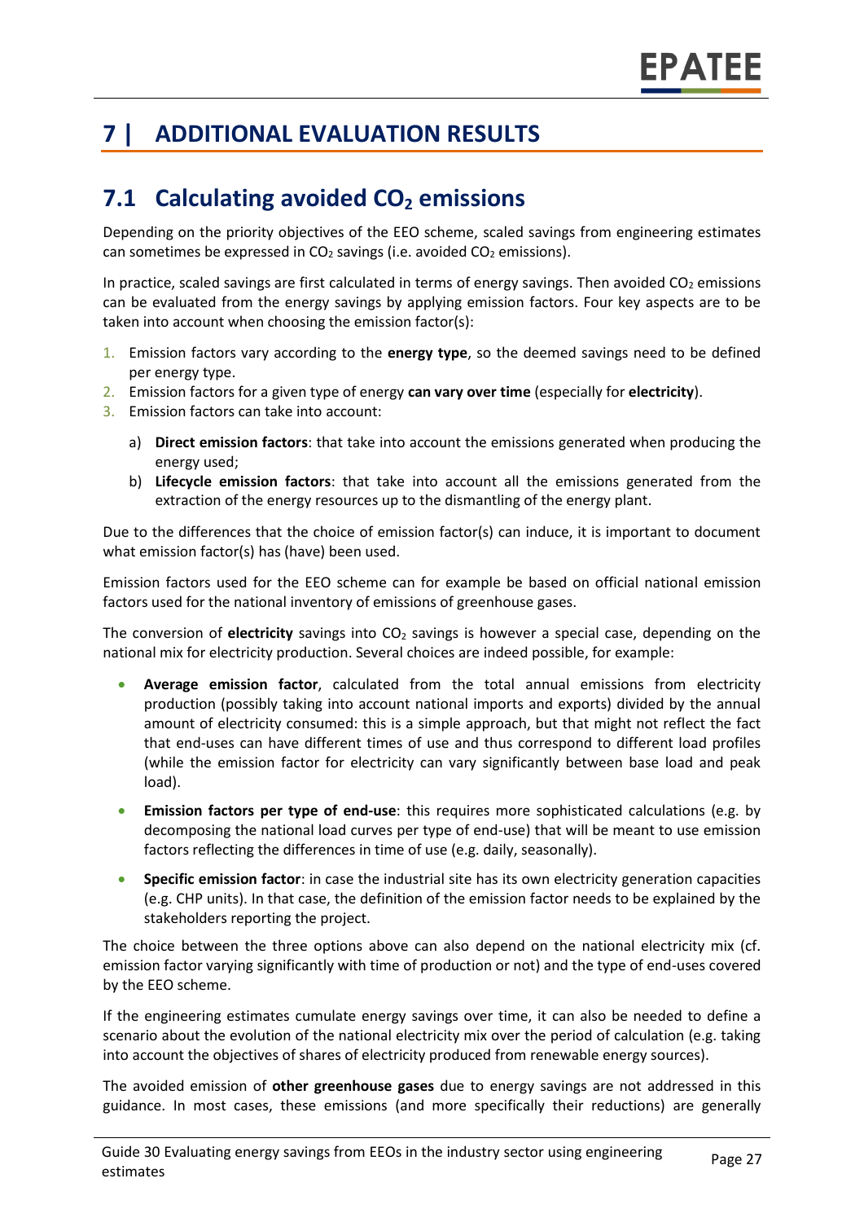# 7 | ADDITIONAL EVALUATION RESULTS

## 7.1 Calculating avoided $CO_2$ emissions

Depending on the priority objectives of the EEO scheme, scaled savings from engineering estimates can sometimes be expressed in $CO_2$ savings (i.e. avoided $CO_2$ emissions).

In practice, scaled savings are first calculated in terms of energy savings. Then avoided $CO_2$ emissions can be evaluated from the energy savings by applying emission factors. Four key aspects are to be taken into account when choosing the emission factor(s):

1. Emission factors vary according to the **energy type**, so the deemed savings need to be defined per energy type.
2. Emission factors for a given type of energy **can vary over time** (especially for **electricity**).
3. Emission factors can take into account:
    a) **Direct emission factors**: that take into account the emissions generated when producing the energy used;
    b) **Lifecycle emission factors**: that take into account all the emissions generated from the extraction of the energy resources up to the dismantling of the energy plant.

Due to the differences that the choice of emission factor(s) can induce, it is important to document what emission factor(s) has (have) been used.

Emission factors used for the EEO scheme can for example be based on official national emission factors used for the national inventory of emissions of greenhouse gases.

The conversion of **electricity** savings into $CO_2$ savings is however a special case, depending on the national mix for electricity production. Several choices are indeed possible, for example:

- **Average emission factor**, calculated from the total annual emissions from electricity production (possibly taking into account national imports and exports) divided by the annual amount of electricity consumed: this is a simple approach, but that might not reflect the fact that end-uses can have different times of use and thus correspond to different load profiles (while the emission factor for electricity can vary significantly between base load and peak load).
- **Emission factors per type of end-use**: this requires more sophisticated calculations (e.g. by decomposing the national load curves per type of end-use) that will be meant to use emission factors reflecting the differences in time of use (e.g. daily, seasonally).
- **Specific emission factor**: in case the industrial site has its own electricity generation capacities (e.g. CHP units). In that case, the definition of the emission factor needs to be explained by the stakeholders reporting the project.

The choice between the three options above can also depend on the national electricity mix (cf. emission factor varying significantly with time of production or not) and the type of end-uses covered by the EEO scheme.

If the engineering estimates cumulate energy savings over time, it can also be needed to define a scenario about the evolution of the national electricity mix over the period of calculation (e.g. taking into account the objectives of shares of electricity produced from renewable energy sources).

The avoided emission of **other greenhouse gases** due to energy savings are not addressed in this guidance. In most cases, these emissions (and more specifically their reductions) are generally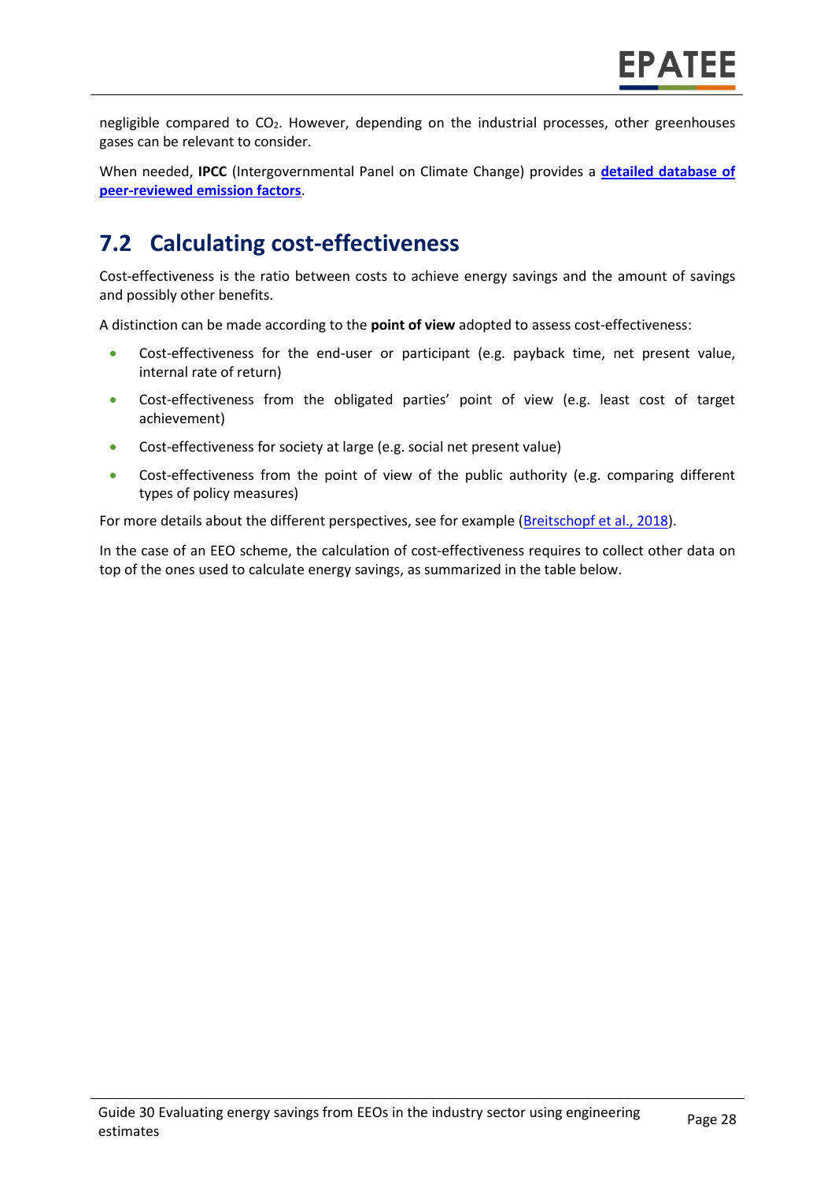negligible compared to $CO_2$. However, depending on the industrial processes, other greenhouses gases can be relevant to consider.

When needed, **IPCC** (Intergovernmental Panel on Climate Change) provides a **detailed database of peer-reviewed emission factors**.

## 7.2 Calculating cost-effectiveness

Cost-effectiveness is the ratio between costs to achieve energy savings and the amount of savings and possibly other benefits.

A distinction can be made according to the **point of view** adopted to assess cost-effectiveness:

- Cost-effectiveness for the end-user or participant (e.g. payback time, net present value, internal rate of return)
- Cost-effectiveness from the obligated parties' point of view (e.g. least cost of target achievement)
- Cost-effectiveness for society at large (e.g. social net present value)
- Cost-effectiveness from the point of view of the public authority (e.g. comparing different types of policy measures)

For more details about the different perspectives, see for example (Breitschopf et al., 2018).

In the case of an EEO scheme, the calculation of cost-effectiveness requires to collect other data on top of the ones used to calculate energy savings, as summarized in the table below.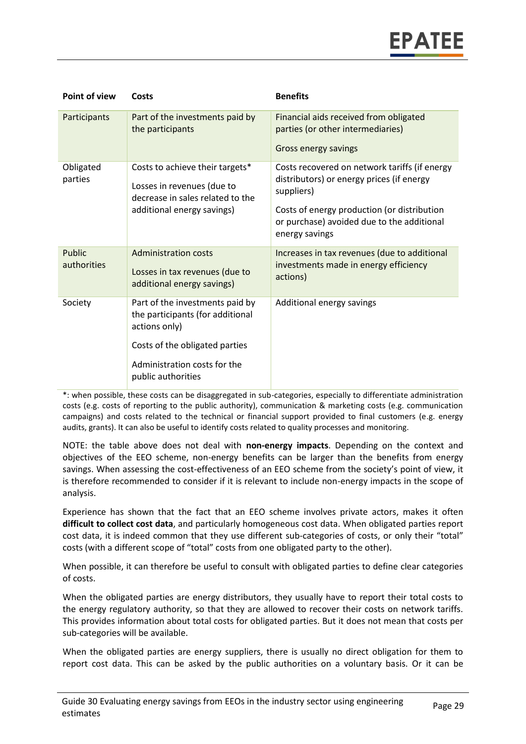| Point of view | Costs | Benefits |
|---|---|---|
| Participants | Part of the investments paid by the participants | Financial aids received from obligated parties (or other intermediaries)<br><br>Gross energy savings |
| Obligated parties | Costs to achieve their targets*<br><br>Losses in revenues (due to decrease in sales related to the additional energy savings) | Costs recovered on network tariffs (if energy distributors) or energy prices (if energy suppliers)<br><br>Costs of energy production (or distribution or purchase) avoided due to the additional energy savings |
| Public authorities | Administration costs<br><br>Losses in tax revenues (due to additional energy savings) | Increases in tax revenues (due to additional investments made in energy efficiency actions) |
| Society | Part of the investments paid by the participants (for additional actions only)<br><br>Costs of the obligated parties<br><br>Administration costs for the public authorities | Additional energy savings |

*: when possible, these costs can be disaggregated in sub-categories, especially to differentiate administration costs (e.g. costs of reporting to the public authority), communication & marketing costs (e.g. communication campaigns) and costs related to the technical or financial support provided to final customers (e.g. energy audits, grants). It can also be useful to identify costs related to quality processes and monitoring.

NOTE: the table above does not deal with **non-energy impacts**. Depending on the context and objectives of the EEO scheme, non-energy benefits can be larger than the benefits from energy savings. When assessing the cost-effectiveness of an EEO scheme from the society's point of view, it is therefore recommended to consider if it is relevant to include non-energy impacts in the scope of analysis.

Experience has shown that the fact that an EEO scheme involves private actors, makes it often **difficult to collect cost data**, and particularly homogeneous cost data. When obligated parties report cost data, it is indeed common that they use different sub-categories of costs, or only their "total" costs (with a different scope of "total" costs from one obligated party to the other).

When possible, it can therefore be useful to consult with obligated parties to define clear categories of costs.

When the obligated parties are energy distributors, they usually have to report their total costs to the energy regulatory authority, so that they are allowed to recover their costs on network tariffs. This provides information about total costs for obligated parties. But it does not mean that costs per sub-categories will be available.

When the obligated parties are energy suppliers, there is usually no direct obligation for them to report cost data. This can be asked by the public authorities on a voluntary basis. Or it can be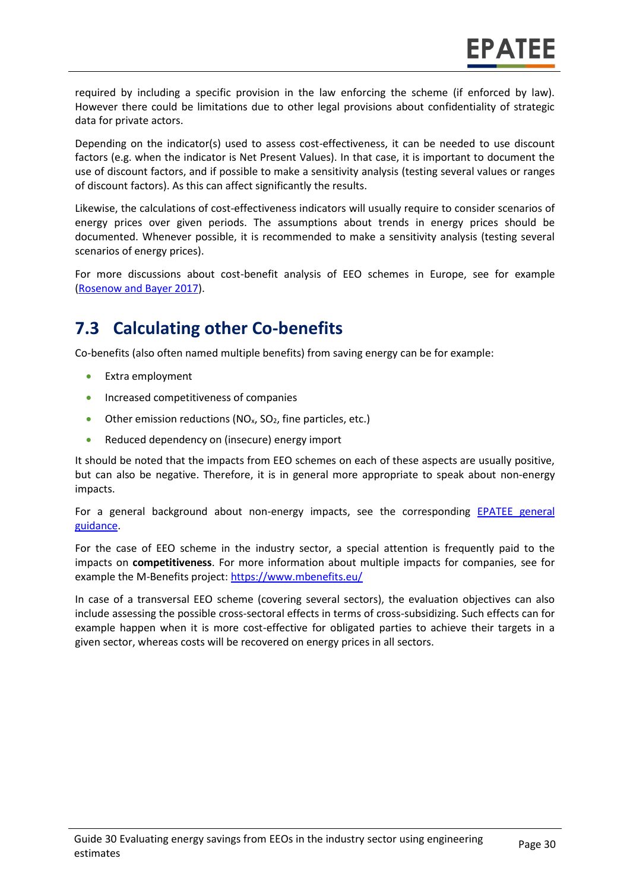required by including a specific provision in the law enforcing the scheme (if enforced by law). However there could be limitations due to other legal provisions about confidentiality of strategic data for private actors.

Depending on the indicator(s) used to assess cost-effectiveness, it can be needed to use discount factors (e.g. when the indicator is Net Present Values). In that case, it is important to document the use of discount factors, and if possible to make a sensitivity analysis (testing several values or ranges of discount factors). As this can affect significantly the results.

Likewise, the calculations of cost-effectiveness indicators will usually require to consider scenarios of energy prices over given periods. The assumptions about trends in energy prices should be documented. Whenever possible, it is recommended to make a sensitivity analysis (testing several scenarios of energy prices).

For more discussions about cost-benefit analysis of EEO schemes in Europe, see for example (Rosenow and Bayer 2017).

## 7.3 Calculating other Co-benefits

Co-benefits (also often named multiple benefits) from saving energy can be for example:

- Extra employment
- Increased competitiveness of companies
- Other emission reductions ($NO_x$, $SO_2$, fine particles, etc.)
- Reduced dependency on (insecure) energy import

It should be noted that the impacts from EEO schemes on each of these aspects are usually positive, but can also be negative. Therefore, it is in general more appropriate to speak about non-energy impacts.

For a general background about non-energy impacts, see the corresponding EPATEE general guidance.

For the case of EEO scheme in the industry sector, a special attention is frequently paid to the impacts on **competitiveness**. For more information about multiple impacts for companies, see for example the M-Benefits project: https://www.mbenefits.eu/

In case of a transversal EEO scheme (covering several sectors), the evaluation objectives can also include assessing the possible cross-sectoral effects in terms of cross-subsidizing. Such effects can for example happen when it is more cost-effective for obligated parties to achieve their targets in a given sector, whereas costs will be recovered on energy prices in all sectors.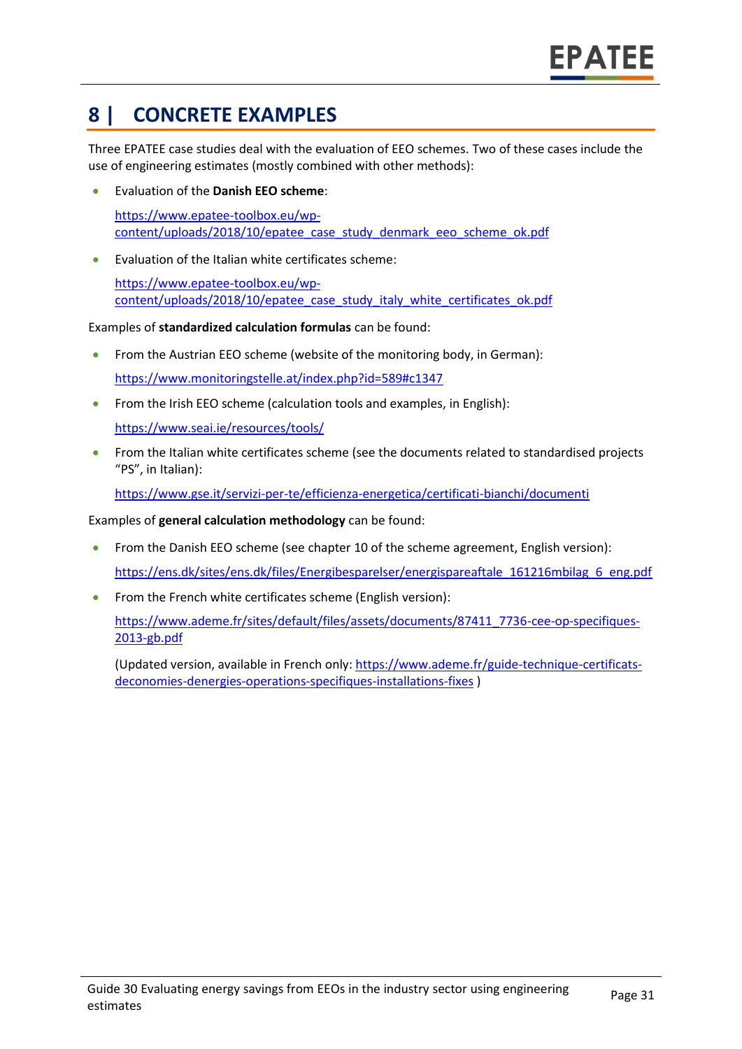# 8 | CONCRETE EXAMPLES

Three EPATEE case studies deal with the evaluation of EEO schemes. Two of these cases include the use of engineering estimates (mostly combined with other methods):

- Evaluation of the **Danish EEO scheme**:

  https://www.epatee-toolbox.eu/wp-content/uploads/2018/10/epatee_case_study_denmark_eeo_scheme_ok.pdf

- Evaluation of the Italian white certificates scheme:

  https://www.epatee-toolbox.eu/wp-content/uploads/2018/10/epatee_case_study_italy_white_certificates_ok.pdf

Examples of **standardized calculation formulas** can be found:

- From the Austrian EEO scheme (website of the monitoring body, in German):

  https://www.monitoringstelle.at/index.php?id=589#c1347

- From the Irish EEO scheme (calculation tools and examples, in English):

  https://www.seai.ie/resources/tools/

- From the Italian white certificates scheme (see the documents related to standardised projects "PS", in Italian):

  https://www.gse.it/servizi-per-te/efficienza-energetica/certificati-bianchi/documenti

Examples of **general calculation methodology** can be found:

- From the Danish EEO scheme (see chapter 10 of the scheme agreement, English version):

  https://ens.dk/sites/ens.dk/files/Energibesparelser/energispareaftale_161216mbilag_6_eng.pdf

- From the French white certificates scheme (English version):

  https://www.ademe.fr/sites/default/files/assets/documents/87411_7736-cee-op-specifiques-2013-gb.pdf

  (Updated version, available in French only: https://www.ademe.fr/guide-technique-certificats-deconomies-denergies-operations-specifiques-installations-fixes )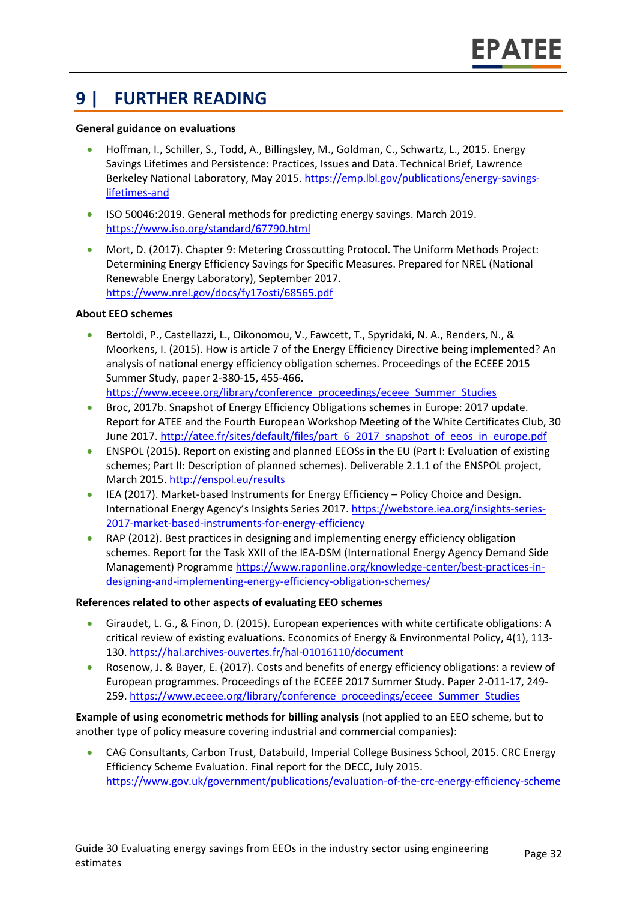# 9 | FURTHER READING

**General guidance on evaluations**

- Hoffman, I., Schiller, S., Todd, A., Billingsley, M., Goldman, C., Schwartz, L., 2015. Energy Savings Lifetimes and Persistence: Practices, Issues and Data. Technical Brief, Lawrence Berkeley National Laboratory, May 2015. https://emp.lbl.gov/publications/energy-savings-lifetimes-and

- ISO 50046:2019. General methods for predicting energy savings. March 2019. https://www.iso.org/standard/67790.html

- Mort, D. (2017). Chapter 9: Metering Crosscutting Protocol. The Uniform Methods Project: Determining Energy Efficiency Savings for Specific Measures. Prepared for NREL (National Renewable Energy Laboratory), September 2017. https://www.nrel.gov/docs/fy17osti/68565.pdf

**About EEO schemes**

- Bertoldi, P., Castellazzi, L., Oikonomou, V., Fawcett, T., Spyridaki, N. A., Renders, N., & Moorkens, I. (2015). How is article 7 of the Energy Efficiency Directive being implemented? An analysis of national energy efficiency obligation schemes. Proceedings of the ECEEE 2015 Summer Study, paper 2-380-15, 455-466. https://www.eceee.org/library/conference_proceedings/eceee_Summer_Studies
- Broc, 2017b. Snapshot of Energy Efficiency Obligations schemes in Europe: 2017 update. Report for ATEE and the Fourth European Workshop Meeting of the White Certificates Club, 30 June 2017. http://atee.fr/sites/default/files/part_6_2017_snapshot_of_eeos_in_europe.pdf
- ENSPOL (2015). Report on existing and planned EEOSs in the EU (Part I: Evaluation of existing schemes; Part II: Description of planned schemes). Deliverable 2.1.1 of the ENSPOL project, March 2015. http://enspol.eu/results
- IEA (2017). Market-based Instruments for Energy Efficiency – Policy Choice and Design. International Energy Agency's Insights Series 2017. https://webstore.iea.org/insights-series-2017-market-based-instruments-for-energy-efficiency
- RAP (2012). Best practices in designing and implementing energy efficiency obligation schemes. Report for the Task XXII of the IEA-DSM (International Energy Agency Demand Side Management) Programme https://www.raponline.org/knowledge-center/best-practices-in-designing-and-implementing-energy-efficiency-obligation-schemes/

**References related to other aspects of evaluating EEO schemes**

- Giraudet, L. G., & Finon, D. (2015). European experiences with white certificate obligations: A critical review of existing evaluations. Economics of Energy & Environmental Policy, 4(1), 113-130. https://hal.archives-ouvertes.fr/hal-01016110/document
- Rosenow, J. & Bayer, E. (2017). Costs and benefits of energy efficiency obligations: a review of European programmes. Proceedings of the ECEEE 2017 Summer Study. Paper 2-011-17, 249-259. https://www.eceee.org/library/conference_proceedings/eceee_Summer_Studies

**Example of using econometric methods for billing analysis** (not applied to an EEO scheme, but to another type of policy measure covering industrial and commercial companies):

- CAG Consultants, Carbon Trust, Databuild, Imperial College Business School, 2015. CRC Energy Efficiency Scheme Evaluation. Final report for the DECC, July 2015. https://www.gov.uk/government/publications/evaluation-of-the-crc-energy-efficiency-scheme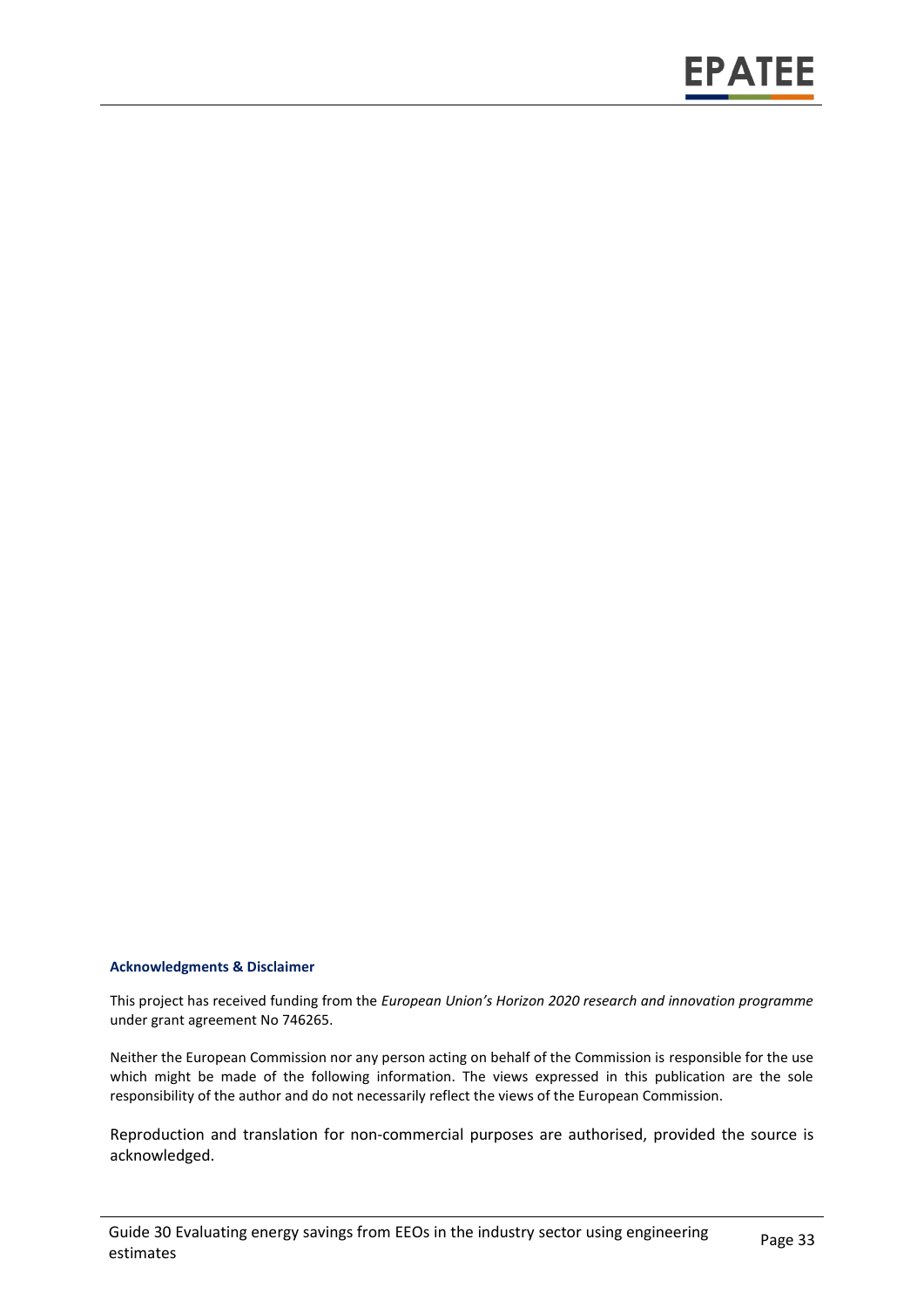**Acknowledgments & Disclaimer**

This project has received funding from the *European Union's Horizon 2020 research and innovation programme* under grant agreement No 746265.

Neither the European Commission nor any person acting on behalf of the Commission is responsible for the use which might be made of the following information. The views expressed in this publication are the sole responsibility of the author and do not necessarily reflect the views of the European Commission.

Reproduction and translation for non-commercial purposes are authorised, provided the source is acknowledged.